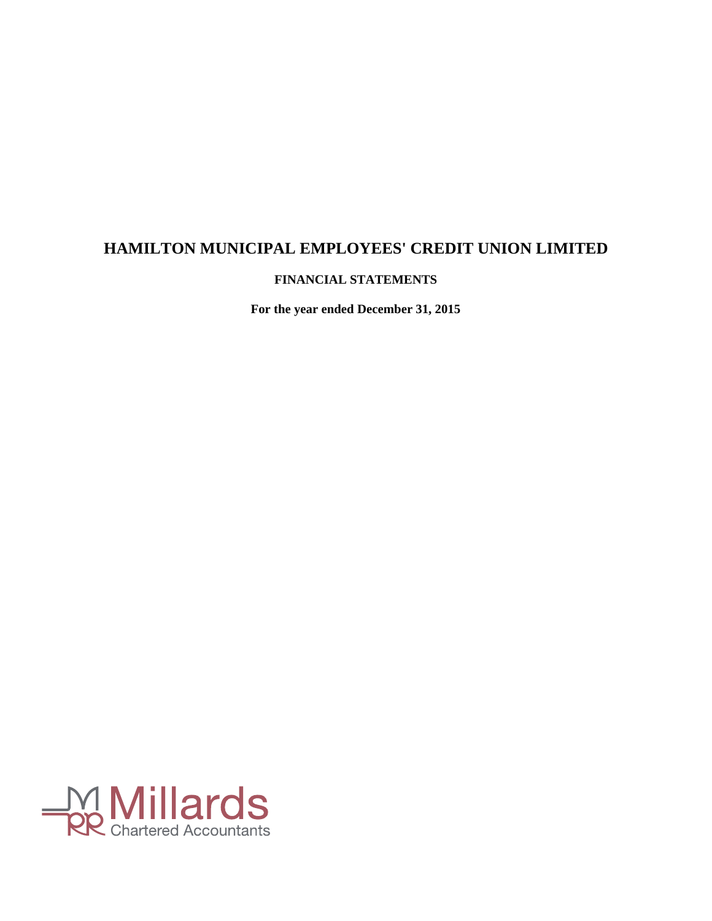# HAMILTON MUNICIPAL EMPLOYEES' CREDIT UNION LIMITED

**FINANCIAL STATEMENTS**

**For the year ended December 31, 2015**

Millards
Chartered Accountants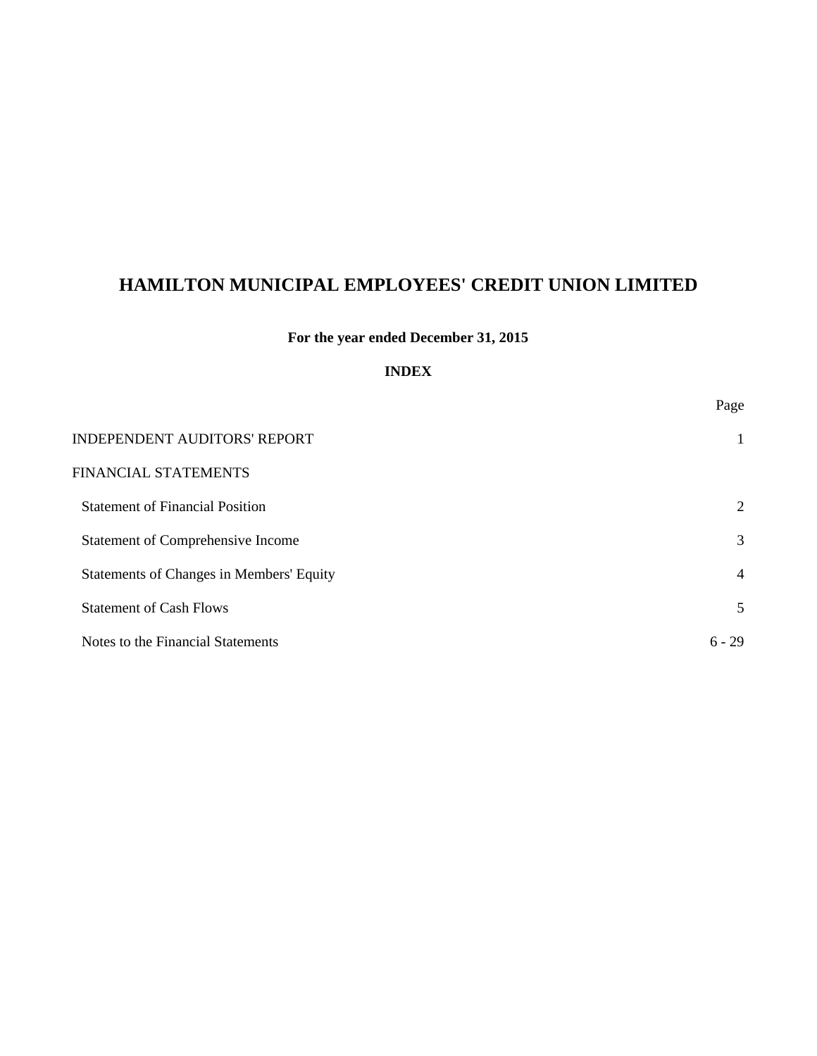# HAMILTON MUNICIPAL EMPLOYEES' CREDIT UNION LIMITED

**For the year ended December 31, 2015**

**INDEX**

| | Page |
|---|---|
| INDEPENDENT AUDITORS' REPORT | 1 |
| FINANCIAL STATEMENTS | |
| Statement of Financial Position | 2 |
| Statement of Comprehensive Income | 3 |
| Statements of Changes in Members' Equity | 4 |
| Statement of Cash Flows | 5 |
| Notes to the Financial Statements | 6 - 29 |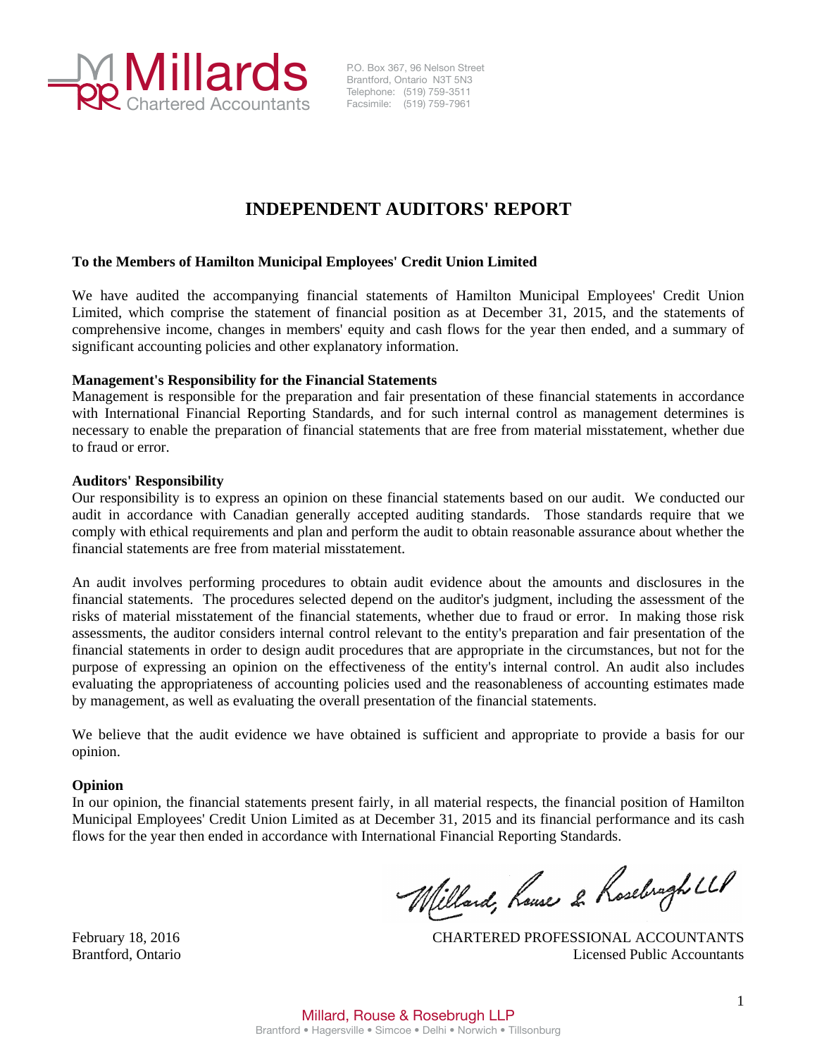Millards Chartered Accountants

P.O. Box 367, 96 Nelson Street
Brantford, Ontario N3T 5N3
Telephone: (519) 759-3511
Facsimile: (519) 759-7961

# INDEPENDENT AUDITORS' REPORT

**To the Members of Hamilton Municipal Employees' Credit Union Limited**

We have audited the accompanying financial statements of Hamilton Municipal Employees' Credit Union Limited, which comprise the statement of financial position as at December 31, 2015, and the statements of comprehensive income, changes in members' equity and cash flows for the year then ended, and a summary of significant accounting policies and other explanatory information.

**Management's Responsibility for the Financial Statements**

Management is responsible for the preparation and fair presentation of these financial statements in accordance with International Financial Reporting Standards, and for such internal control as management determines is necessary to enable the preparation of financial statements that are free from material misstatement, whether due to fraud or error.

**Auditors' Responsibility**

Our responsibility is to express an opinion on these financial statements based on our audit. We conducted our audit in accordance with Canadian generally accepted auditing standards. Those standards require that we comply with ethical requirements and plan and perform the audit to obtain reasonable assurance about whether the financial statements are free from material misstatement.

An audit involves performing procedures to obtain audit evidence about the amounts and disclosures in the financial statements. The procedures selected depend on the auditor's judgment, including the assessment of the risks of material misstatement of the financial statements, whether due to fraud or error. In making those risk assessments, the auditor considers internal control relevant to the entity's preparation and fair presentation of the financial statements in order to design audit procedures that are appropriate in the circumstances, but not for the purpose of expressing an opinion on the effectiveness of the entity's internal control. An audit also includes evaluating the appropriateness of accounting policies used and the reasonableness of accounting estimates made by management, as well as evaluating the overall presentation of the financial statements.

We believe that the audit evidence we have obtained is sufficient and appropriate to provide a basis for our opinion.

**Opinion**

In our opinion, the financial statements present fairly, in all material respects, the financial position of Hamilton Municipal Employees' Credit Union Limited as at December 31, 2015 and its financial performance and its cash flows for the year then ended in accordance with International Financial Reporting Standards.

Millard, Rouse & Rosebrugh LLP

February 18, 2016
Brantford, Ontario

CHARTERED PROFESSIONAL ACCOUNTANTS
Licensed Public Accountants

Millard, Rouse & Rosebrugh LLP
Brantford • Hagersville • Simcoe • Delhi • Norwich • Tillsonburg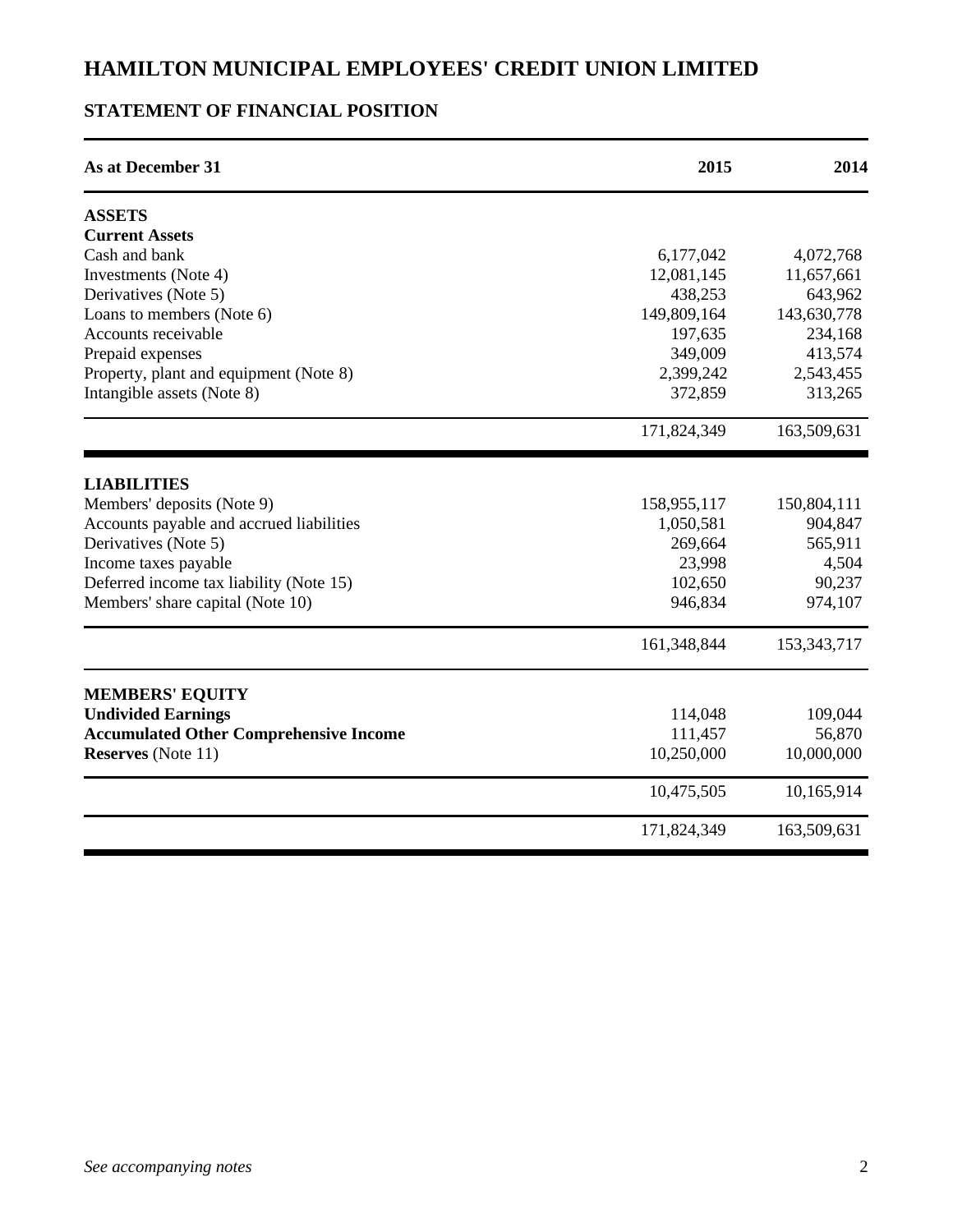# HAMILTON MUNICIPAL EMPLOYEES' CREDIT UNION LIMITED

## STATEMENT OF FINANCIAL POSITION

| As at December 31 | 2015 | 2014 |
|---|---|---|
| **ASSETS** | | |
| **Current Assets** | | |
| Cash and bank | 6,177,042 | 4,072,768 |
| Investments (Note 4) | 12,081,145 | 11,657,661 |
| Derivatives (Note 5) | 438,253 | 643,962 |
| Loans to members (Note 6) | 149,809,164 | 143,630,778 |
| Accounts receivable | 197,635 | 234,168 |
| Prepaid expenses | 349,009 | 413,574 |
| Property, plant and equipment (Note 8) | 2,399,242 | 2,543,455 |
| Intangible assets (Note 8) | 372,859 | 313,265 |
| | 171,824,349 | 163,509,631 |
| **LIABILITIES** | | |
| Members' deposits (Note 9) | 158,955,117 | 150,804,111 |
| Accounts payable and accrued liabilities | 1,050,581 | 904,847 |
| Derivatives (Note 5) | 269,664 | 565,911 |
| Income taxes payable | 23,998 | 4,504 |
| Deferred income tax liability (Note 15) | 102,650 | 90,237 |
| Members' share capital (Note 10) | 946,834 | 974,107 |
| | 161,348,844 | 153,343,717 |
| **MEMBERS' EQUITY** | | |
| **Undivided Earnings** | 114,048 | 109,044 |
| **Accumulated Other Comprehensive Income** | 111,457 | 56,870 |
| **Reserves** (Note 11) | 10,250,000 | 10,000,000 |
| | 10,475,505 | 10,165,914 |
| | 171,824,349 | 163,509,631 |

*See accompanying notes*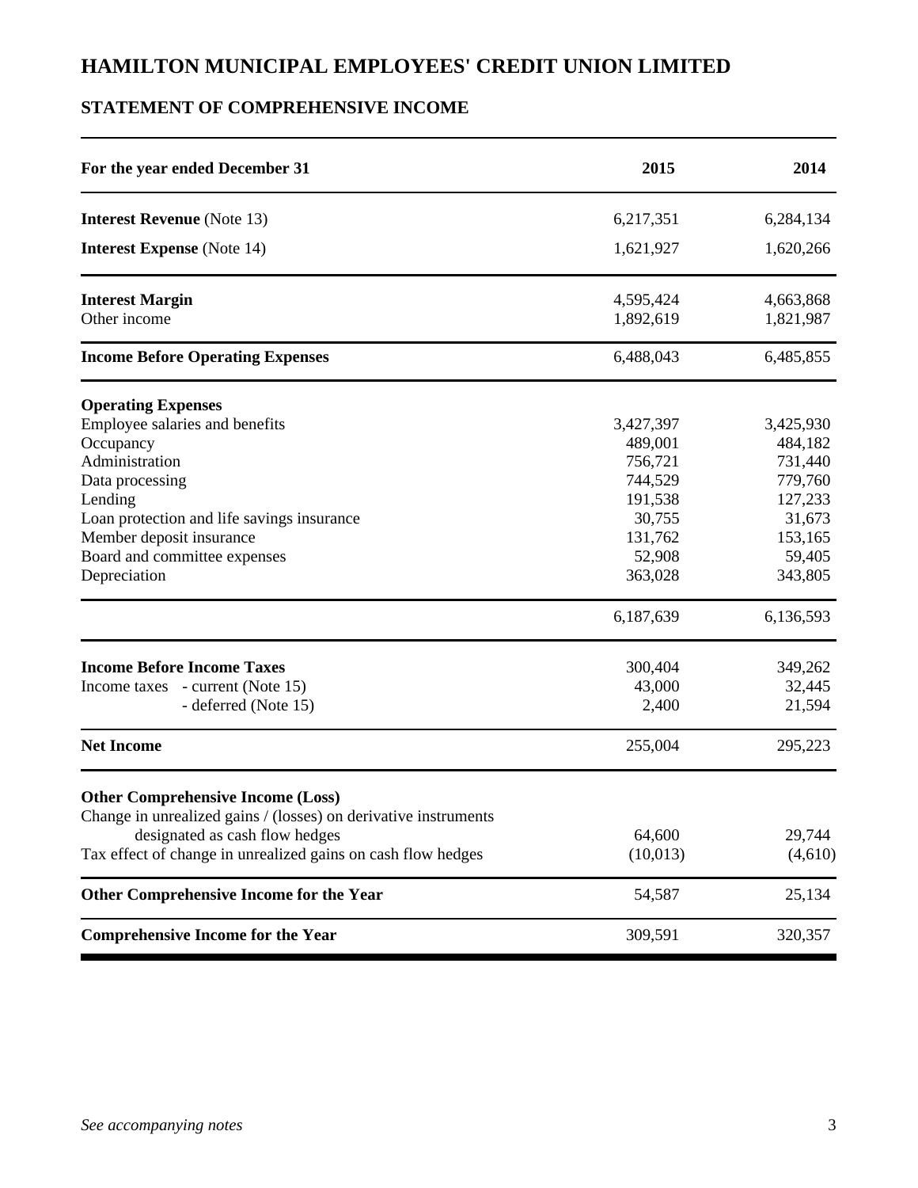# HAMILTON MUNICIPAL EMPLOYEES' CREDIT UNION LIMITED

## STATEMENT OF COMPREHENSIVE INCOME

| For the year ended December 31 | 2015 | 2014 |
|---|---|---|
| **Interest Revenue** (Note 13) | 6,217,351 | 6,284,134 |
| **Interest Expense** (Note 14) | 1,621,927 | 1,620,266 |
| **Interest Margin** | 4,595,424 | 4,663,868 |
| Other income | 1,892,619 | 1,821,987 |
| **Income Before Operating Expenses** | 6,488,043 | 6,485,855 |
| **Operating Expenses** | | |
| Employee salaries and benefits | 3,427,397 | 3,425,930 |
| Occupancy | 489,001 | 484,182 |
| Administration | 756,721 | 731,440 |
| Data processing | 744,529 | 779,760 |
| Lending | 191,538 | 127,233 |
| Loan protection and life savings insurance | 30,755 | 31,673 |
| Member deposit insurance | 131,762 | 153,165 |
| Board and committee expenses | 52,908 | 59,405 |
| Depreciation | 363,028 | 343,805 |
| | 6,187,639 | 6,136,593 |
| **Income Before Income Taxes** | 300,404 | 349,262 |
| Income taxes - current (Note 15) | 43,000 | 32,445 |
| - deferred (Note 15) | 2,400 | 21,594 |
| **Net Income** | 255,004 | 295,223 |
| **Other Comprehensive Income (Loss)** | | |
| Change in unrealized gains / (losses) on derivative instruments designated as cash flow hedges | 64,600 | 29,744 |
| Tax effect of change in unrealized gains on cash flow hedges | (10,013) | (4,610) |
| **Other Comprehensive Income for the Year** | 54,587 | 25,134 |
| **Comprehensive Income for the Year** | 309,591 | 320,357 |

*See accompanying notes*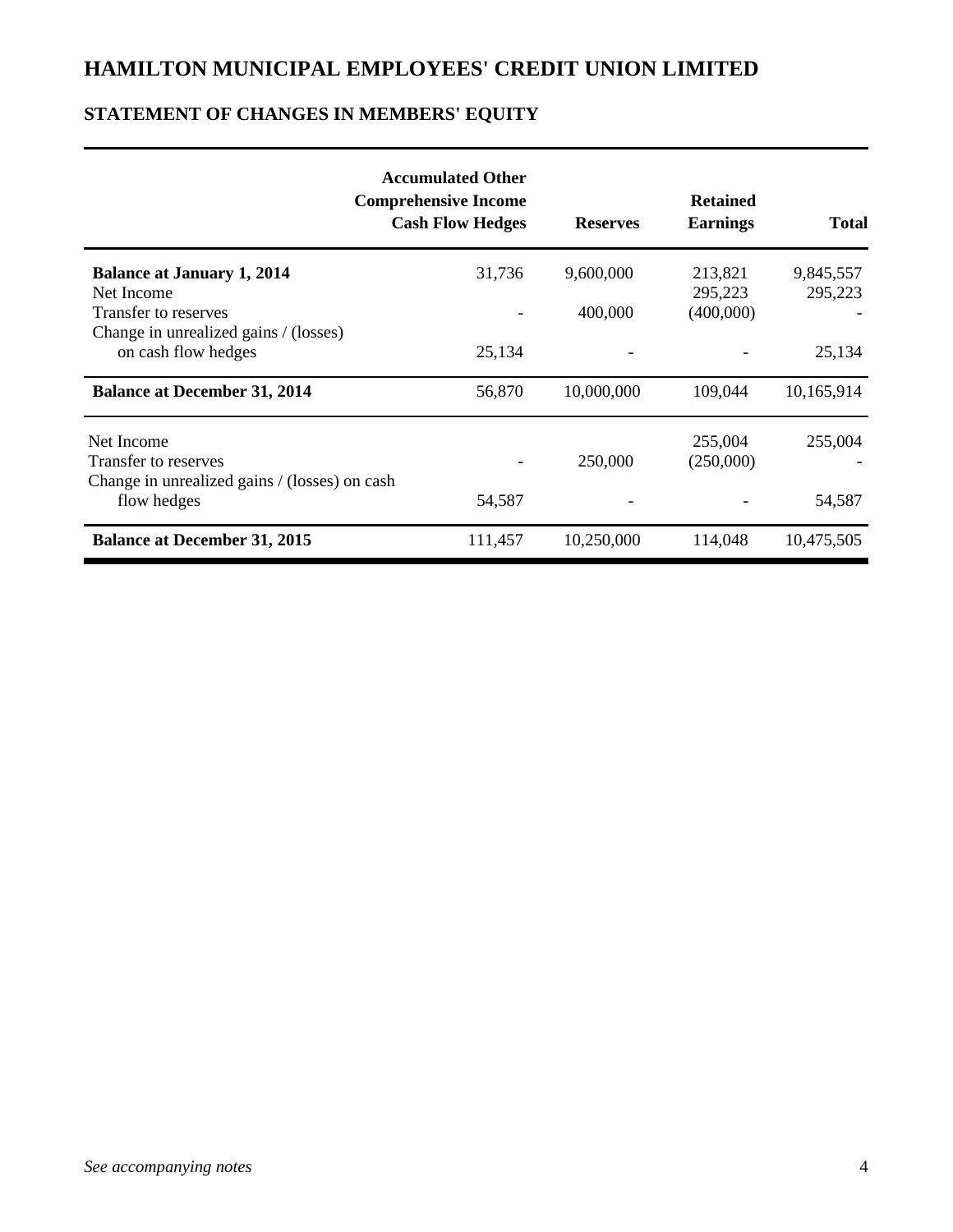# HAMILTON MUNICIPAL EMPLOYEES' CREDIT UNION LIMITED

## STATEMENT OF CHANGES IN MEMBERS' EQUITY

| | Accumulated Other Comprehensive Income Cash Flow Hedges | Reserves | Retained Earnings | Total |
|---|---|---|---|---|
| **Balance at January 1, 2014** | 31,736 | 9,600,000 | 213,821 | 9,845,557 |
| Net Income | | | 295,223 | 295,223 |
| Transfer to reserves | - | 400,000 | (400,000) | - |
| Change in unrealized gains / (losses) on cash flow hedges | 25,134 | - | - | 25,134 |
| **Balance at December 31, 2014** | 56,870 | 10,000,000 | 109,044 | 10,165,914 |
| Net Income | | | 255,004 | 255,004 |
| Transfer to reserves | - | 250,000 | (250,000) | - |
| Change in unrealized gains / (losses) on cash flow hedges | 54,587 | - | - | 54,587 |
| **Balance at December 31, 2015** | 111,457 | 10,250,000 | 114,048 | 10,475,505 |

*See accompanying notes*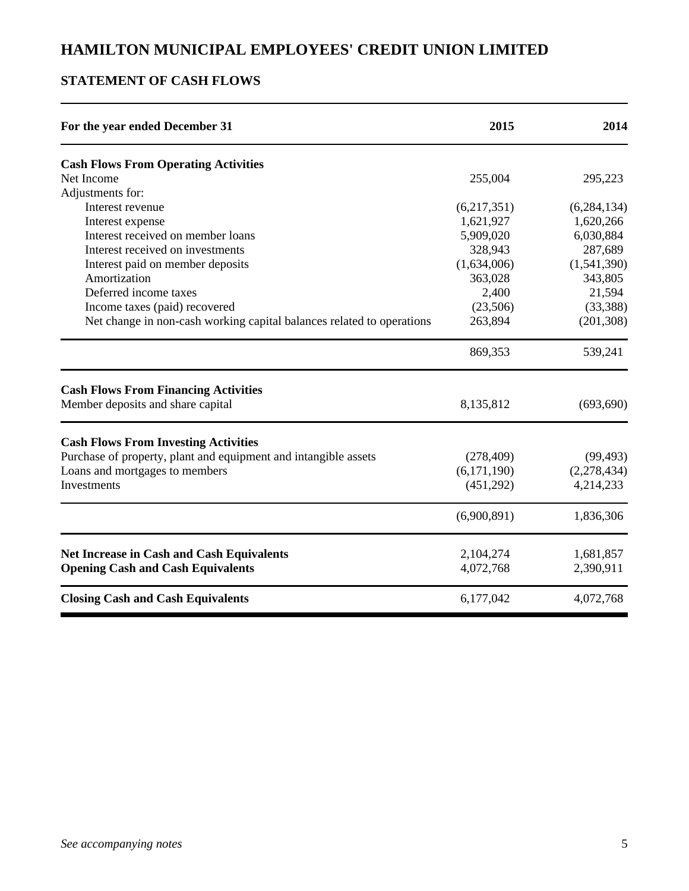# HAMILTON MUNICIPAL EMPLOYEES' CREDIT UNION LIMITED

## STATEMENT OF CASH FLOWS

| For the year ended December 31 | 2015 | 2014 |
|---|---|---|
| **Cash Flows From Operating Activities** | | |
| Net Income | 255,004 | 295,223 |
| Adjustments for: | | |
| Interest revenue | (6,217,351) | (6,284,134) |
| Interest expense | 1,621,927 | 1,620,266 |
| Interest received on member loans | 5,909,020 | 6,030,884 |
| Interest received on investments | 328,943 | 287,689 |
| Interest paid on member deposits | (1,634,006) | (1,541,390) |
| Amortization | 363,028 | 343,805 |
| Deferred income taxes | 2,400 | 21,594 |
| Income taxes (paid) recovered | (23,506) | (33,388) |
| Net change in non-cash working capital balances related to operations | 263,894 | (201,308) |
| | 869,353 | 539,241 |
| **Cash Flows From Financing Activities** | | |
| Member deposits and share capital | 8,135,812 | (693,690) |
| **Cash Flows From Investing Activities** | | |
| Purchase of property, plant and equipment and intangible assets | (278,409) | (99,493) |
| Loans and mortgages to members | (6,171,190) | (2,278,434) |
| Investments | (451,292) | 4,214,233 |
| | (6,900,891) | 1,836,306 |
| **Net Increase in Cash and Cash Equivalents** | 2,104,274 | 1,681,857 |
| **Opening Cash and Cash Equivalents** | 4,072,768 | 2,390,911 |
| **Closing Cash and Cash Equivalents** | 6,177,042 | 4,072,768 |

*See accompanying notes*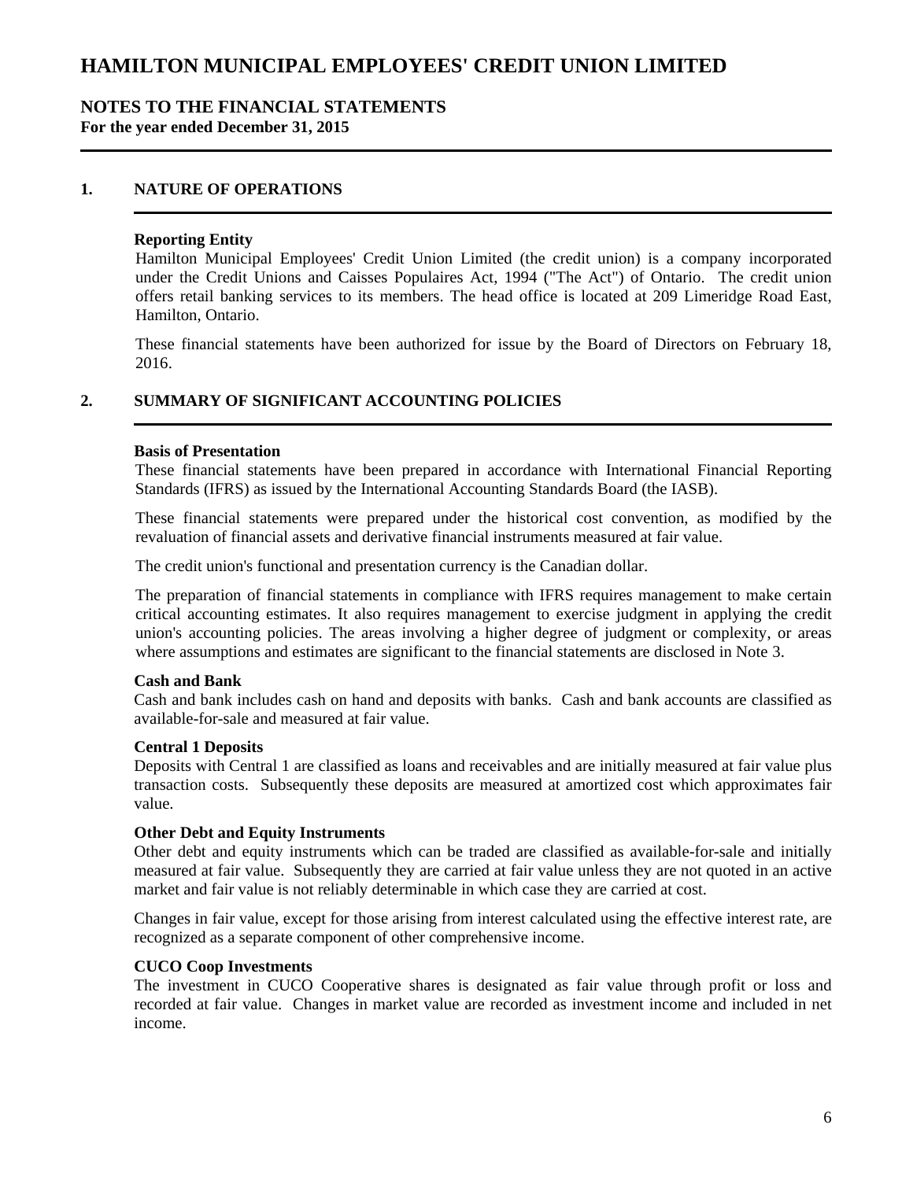# HAMILTON MUNICIPAL EMPLOYEES' CREDIT UNION LIMITED

## NOTES TO THE FINANCIAL STATEMENTS
**For the year ended December 31, 2015**

## 1. NATURE OF OPERATIONS

**Reporting Entity**

Hamilton Municipal Employees' Credit Union Limited (the credit union) is a company incorporated under the Credit Unions and Caisses Populaires Act, 1994 ("The Act") of Ontario. The credit union offers retail banking services to its members. The head office is located at 209 Limeridge Road East, Hamilton, Ontario.

These financial statements have been authorized for issue by the Board of Directors on February 18, 2016.

## 2. SUMMARY OF SIGNIFICANT ACCOUNTING POLICIES

**Basis of Presentation**

These financial statements have been prepared in accordance with International Financial Reporting Standards (IFRS) as issued by the International Accounting Standards Board (the IASB).

These financial statements were prepared under the historical cost convention, as modified by the revaluation of financial assets and derivative financial instruments measured at fair value.

The credit union's functional and presentation currency is the Canadian dollar.

The preparation of financial statements in compliance with IFRS requires management to make certain critical accounting estimates. It also requires management to exercise judgment in applying the credit union's accounting policies. The areas involving a higher degree of judgment or complexity, or areas where assumptions and estimates are significant to the financial statements are disclosed in Note 3.

**Cash and Bank**

Cash and bank includes cash on hand and deposits with banks. Cash and bank accounts are classified as available-for-sale and measured at fair value.

**Central 1 Deposits**

Deposits with Central 1 are classified as loans and receivables and are initially measured at fair value plus transaction costs. Subsequently these deposits are measured at amortized cost which approximates fair value.

**Other Debt and Equity Instruments**

Other debt and equity instruments which can be traded are classified as available-for-sale and initially measured at fair value. Subsequently they are carried at fair value unless they are not quoted in an active market and fair value is not reliably determinable in which case they are carried at cost.

Changes in fair value, except for those arising from interest calculated using the effective interest rate, are recognized as a separate component of other comprehensive income.

**CUCO Coop Investments**

The investment in CUCO Cooperative shares is designated as fair value through profit or loss and recorded at fair value. Changes in market value are recorded as investment income and included in net income.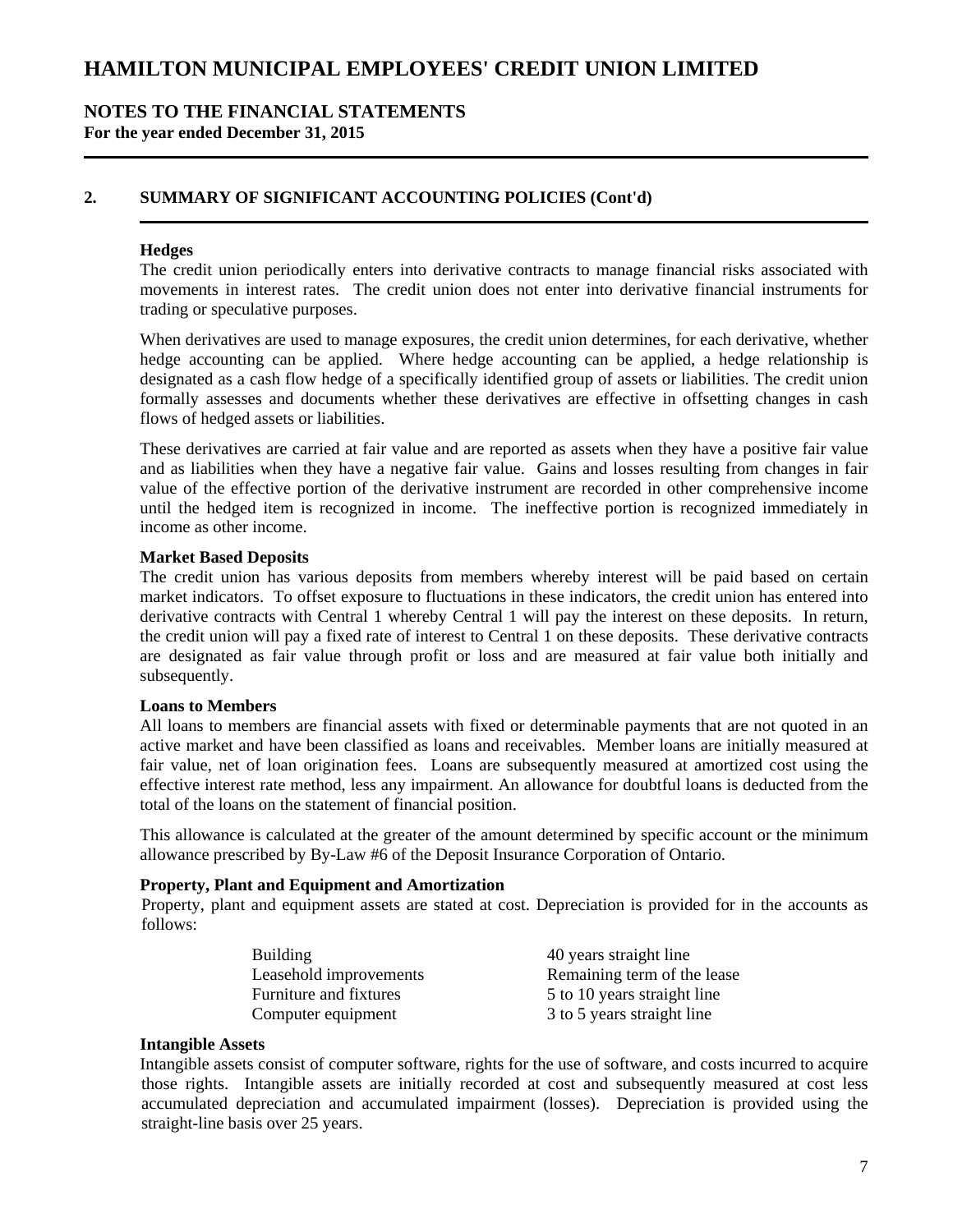# HAMILTON MUNICIPAL EMPLOYEES' CREDIT UNION LIMITED

## NOTES TO THE FINANCIAL STATEMENTS

**For the year ended December 31, 2015**

## 2. SUMMARY OF SIGNIFICANT ACCOUNTING POLICIES (Cont'd)

**Hedges**

The credit union periodically enters into derivative contracts to manage financial risks associated with movements in interest rates. The credit union does not enter into derivative financial instruments for trading or speculative purposes.

When derivatives are used to manage exposures, the credit union determines, for each derivative, whether hedge accounting can be applied. Where hedge accounting can be applied, a hedge relationship is designated as a cash flow hedge of a specifically identified group of assets or liabilities. The credit union formally assesses and documents whether these derivatives are effective in offsetting changes in cash flows of hedged assets or liabilities.

These derivatives are carried at fair value and are reported as assets when they have a positive fair value and as liabilities when they have a negative fair value. Gains and losses resulting from changes in fair value of the effective portion of the derivative instrument are recorded in other comprehensive income until the hedged item is recognized in income. The ineffective portion is recognized immediately in income as other income.

**Market Based Deposits**

The credit union has various deposits from members whereby interest will be paid based on certain market indicators. To offset exposure to fluctuations in these indicators, the credit union has entered into derivative contracts with Central 1 whereby Central 1 will pay the interest on these deposits. In return, the credit union will pay a fixed rate of interest to Central 1 on these deposits. These derivative contracts are designated as fair value through profit or loss and are measured at fair value both initially and subsequently.

**Loans to Members**

All loans to members are financial assets with fixed or determinable payments that are not quoted in an active market and have been classified as loans and receivables. Member loans are initially measured at fair value, net of loan origination fees. Loans are subsequently measured at amortized cost using the effective interest rate method, less any impairment. An allowance for doubtful loans is deducted from the total of the loans on the statement of financial position.

This allowance is calculated at the greater of the amount determined by specific account or the minimum allowance prescribed by By-Law #6 of the Deposit Insurance Corporation of Ontario.

**Property, Plant and Equipment and Amortization**

Property, plant and equipment assets are stated at cost. Depreciation is provided for in the accounts as follows:

| | |
|---|---|
| Building | 40 years straight line |
| Leasehold improvements | Remaining term of the lease |
| Furniture and fixtures | 5 to 10 years straight line |
| Computer equipment | 3 to 5 years straight line |

**Intangible Assets**

Intangible assets consist of computer software, rights for the use of software, and costs incurred to acquire those rights. Intangible assets are initially recorded at cost and subsequently measured at cost less accumulated depreciation and accumulated impairment (losses). Depreciation is provided using the straight-line basis over 25 years.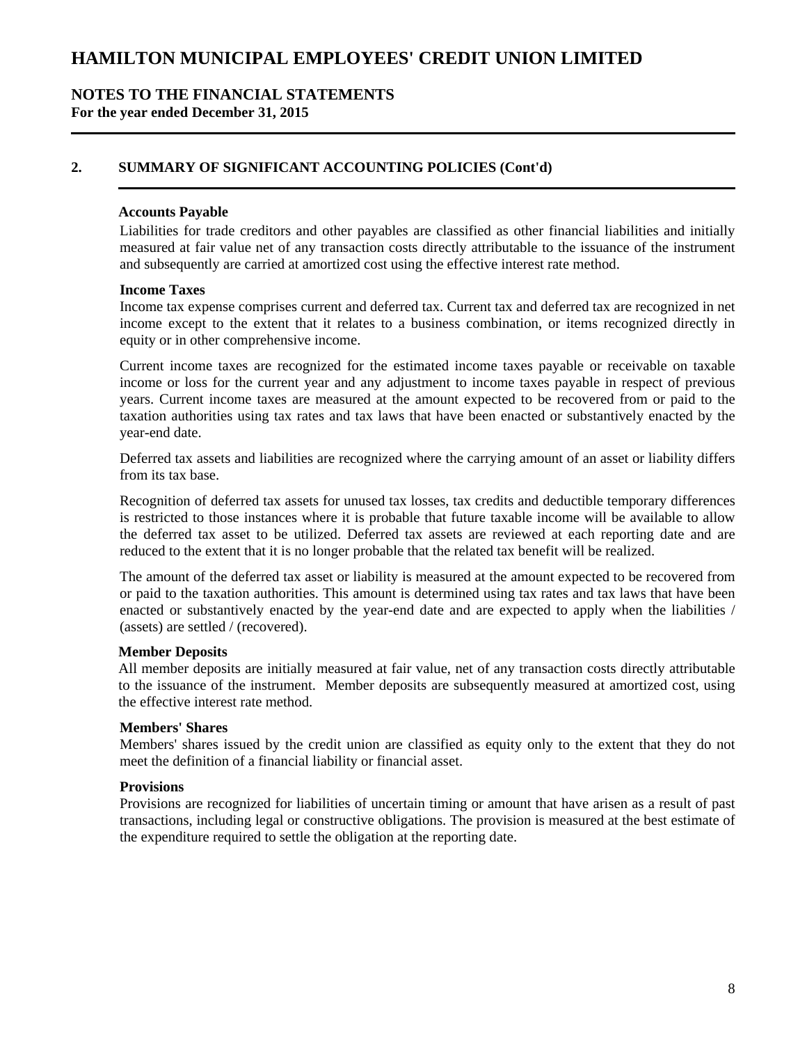# HAMILTON MUNICIPAL EMPLOYEES' CREDIT UNION LIMITED

## NOTES TO THE FINANCIAL STATEMENTS

**For the year ended December 31, 2015**

## 2. SUMMARY OF SIGNIFICANT ACCOUNTING POLICIES (Cont'd)

**Accounts Payable**

Liabilities for trade creditors and other payables are classified as other financial liabilities and initially measured at fair value net of any transaction costs directly attributable to the issuance of the instrument and subsequently are carried at amortized cost using the effective interest rate method.

**Income Taxes**

Income tax expense comprises current and deferred tax. Current tax and deferred tax are recognized in net income except to the extent that it relates to a business combination, or items recognized directly in equity or in other comprehensive income.

Current income taxes are recognized for the estimated income taxes payable or receivable on taxable income or loss for the current year and any adjustment to income taxes payable in respect of previous years. Current income taxes are measured at the amount expected to be recovered from or paid to the taxation authorities using tax rates and tax laws that have been enacted or substantively enacted by the year-end date.

Deferred tax assets and liabilities are recognized where the carrying amount of an asset or liability differs from its tax base.

Recognition of deferred tax assets for unused tax losses, tax credits and deductible temporary differences is restricted to those instances where it is probable that future taxable income will be available to allow the deferred tax asset to be utilized. Deferred tax assets are reviewed at each reporting date and are reduced to the extent that it is no longer probable that the related tax benefit will be realized.

The amount of the deferred tax asset or liability is measured at the amount expected to be recovered from or paid to the taxation authorities. This amount is determined using tax rates and tax laws that have been enacted or substantively enacted by the year-end date and are expected to apply when the liabilities / (assets) are settled / (recovered).

**Member Deposits**

All member deposits are initially measured at fair value, net of any transaction costs directly attributable to the issuance of the instrument. Member deposits are subsequently measured at amortized cost, using the effective interest rate method.

**Members' Shares**

Members' shares issued by the credit union are classified as equity only to the extent that they do not meet the definition of a financial liability or financial asset.

**Provisions**

Provisions are recognized for liabilities of uncertain timing or amount that have arisen as a result of past transactions, including legal or constructive obligations. The provision is measured at the best estimate of the expenditure required to settle the obligation at the reporting date.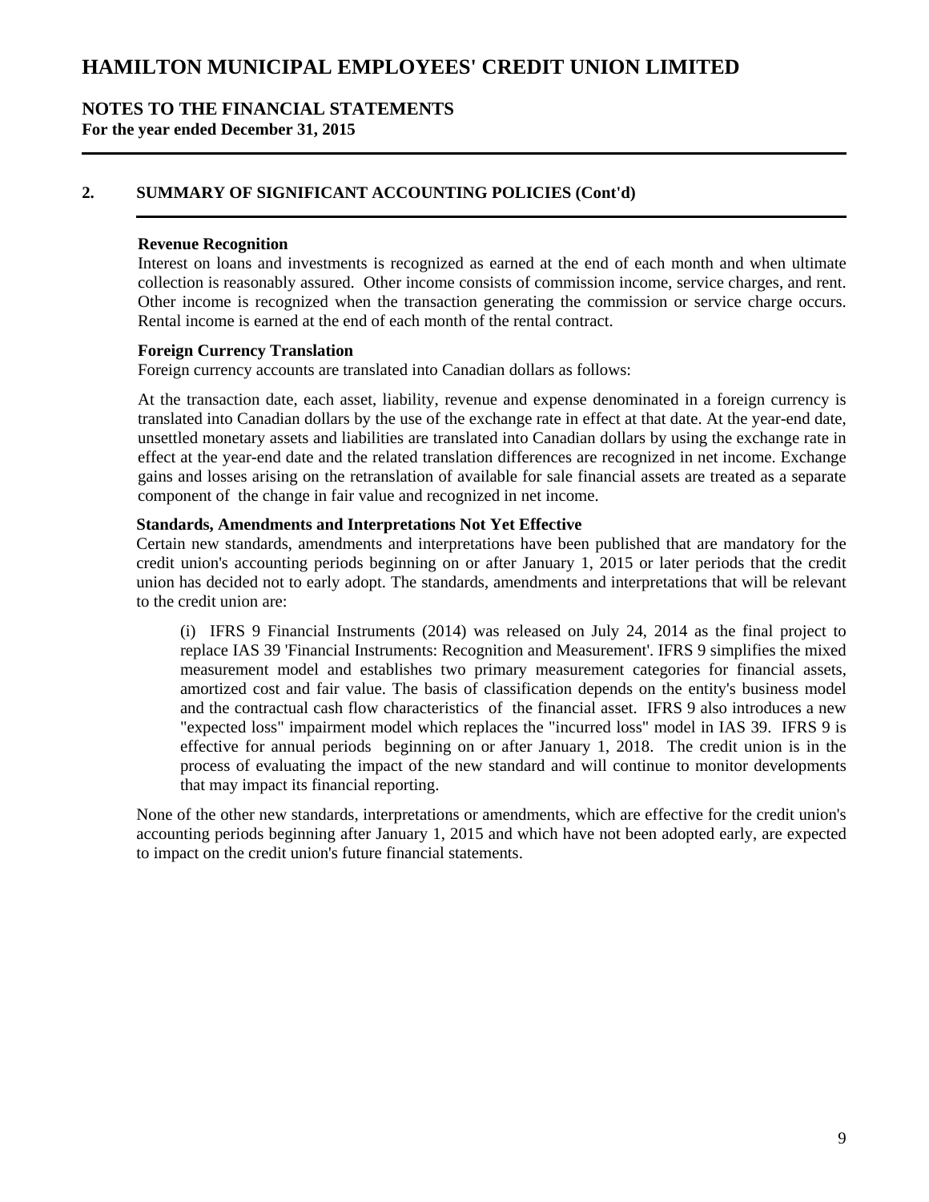# HAMILTON MUNICIPAL EMPLOYEES' CREDIT UNION LIMITED

## NOTES TO THE FINANCIAL STATEMENTS
**For the year ended December 31, 2015**

### 2. SUMMARY OF SIGNIFICANT ACCOUNTING POLICIES (Cont'd)

**Revenue Recognition**

Interest on loans and investments is recognized as earned at the end of each month and when ultimate collection is reasonably assured. Other income consists of commission income, service charges, and rent. Other income is recognized when the transaction generating the commission or service charge occurs. Rental income is earned at the end of each month of the rental contract.

**Foreign Currency Translation**

Foreign currency accounts are translated into Canadian dollars as follows:

At the transaction date, each asset, liability, revenue and expense denominated in a foreign currency is translated into Canadian dollars by the use of the exchange rate in effect at that date. At the year-end date, unsettled monetary assets and liabilities are translated into Canadian dollars by using the exchange rate in effect at the year-end date and the related translation differences are recognized in net income. Exchange gains and losses arising on the retranslation of available for sale financial assets are treated as a separate component of the change in fair value and recognized in net income.

**Standards, Amendments and Interpretations Not Yet Effective**

Certain new standards, amendments and interpretations have been published that are mandatory for the credit union's accounting periods beginning on or after January 1, 2015 or later periods that the credit union has decided not to early adopt. The standards, amendments and interpretations that will be relevant to the credit union are:

(i) IFRS 9 Financial Instruments (2014) was released on July 24, 2014 as the final project to replace IAS 39 'Financial Instruments: Recognition and Measurement'. IFRS 9 simplifies the mixed measurement model and establishes two primary measurement categories for financial assets, amortized cost and fair value. The basis of classification depends on the entity's business model and the contractual cash flow characteristics of the financial asset. IFRS 9 also introduces a new "expected loss" impairment model which replaces the "incurred loss" model in IAS 39. IFRS 9 is effective for annual periods beginning on or after January 1, 2018. The credit union is in the process of evaluating the impact of the new standard and will continue to monitor developments that may impact its financial reporting.

None of the other new standards, interpretations or amendments, which are effective for the credit union's accounting periods beginning after January 1, 2015 and which have not been adopted early, are expected to impact on the credit union's future financial statements.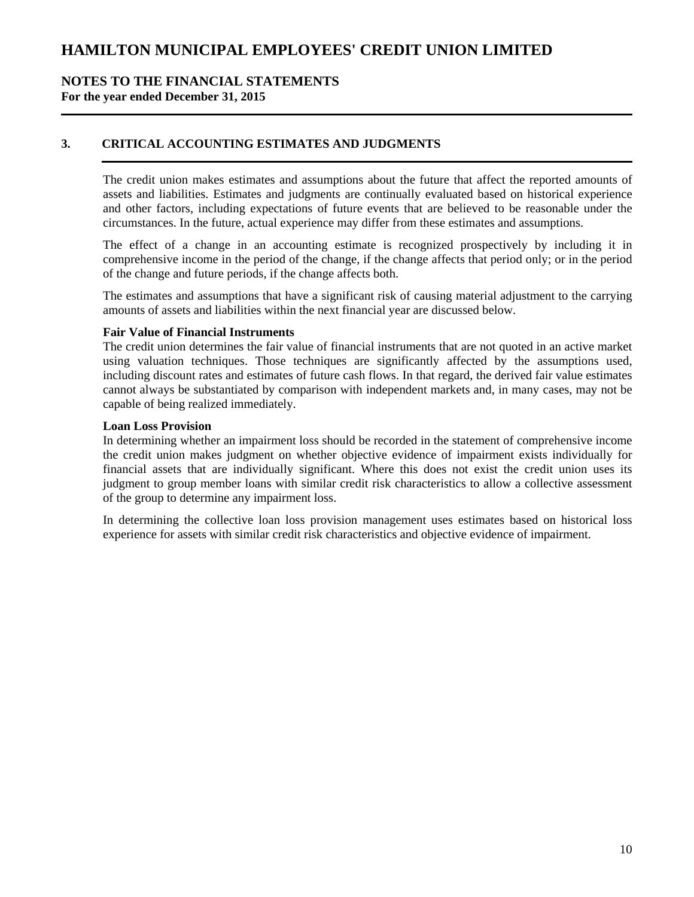# HAMILTON MUNICIPAL EMPLOYEES' CREDIT UNION LIMITED

## NOTES TO THE FINANCIAL STATEMENTS
**For the year ended December 31, 2015**

### 3. CRITICAL ACCOUNTING ESTIMATES AND JUDGMENTS

The credit union makes estimates and assumptions about the future that affect the reported amounts of assets and liabilities. Estimates and judgments are continually evaluated based on historical experience and other factors, including expectations of future events that are believed to be reasonable under the circumstances. In the future, actual experience may differ from these estimates and assumptions.

The effect of a change in an accounting estimate is recognized prospectively by including it in comprehensive income in the period of the change, if the change affects that period only; or in the period of the change and future periods, if the change affects both.

The estimates and assumptions that have a significant risk of causing material adjustment to the carrying amounts of assets and liabilities within the next financial year are discussed below.

**Fair Value of Financial Instruments**
The credit union determines the fair value of financial instruments that are not quoted in an active market using valuation techniques. Those techniques are significantly affected by the assumptions used, including discount rates and estimates of future cash flows. In that regard, the derived fair value estimates cannot always be substantiated by comparison with independent markets and, in many cases, may not be capable of being realized immediately.

**Loan Loss Provision**
In determining whether an impairment loss should be recorded in the statement of comprehensive income the credit union makes judgment on whether objective evidence of impairment exists individually for financial assets that are individually significant. Where this does not exist the credit union uses its judgment to group member loans with similar credit risk characteristics to allow a collective assessment of the group to determine any impairment loss.

In determining the collective loan loss provision management uses estimates based on historical loss experience for assets with similar credit risk characteristics and objective evidence of impairment.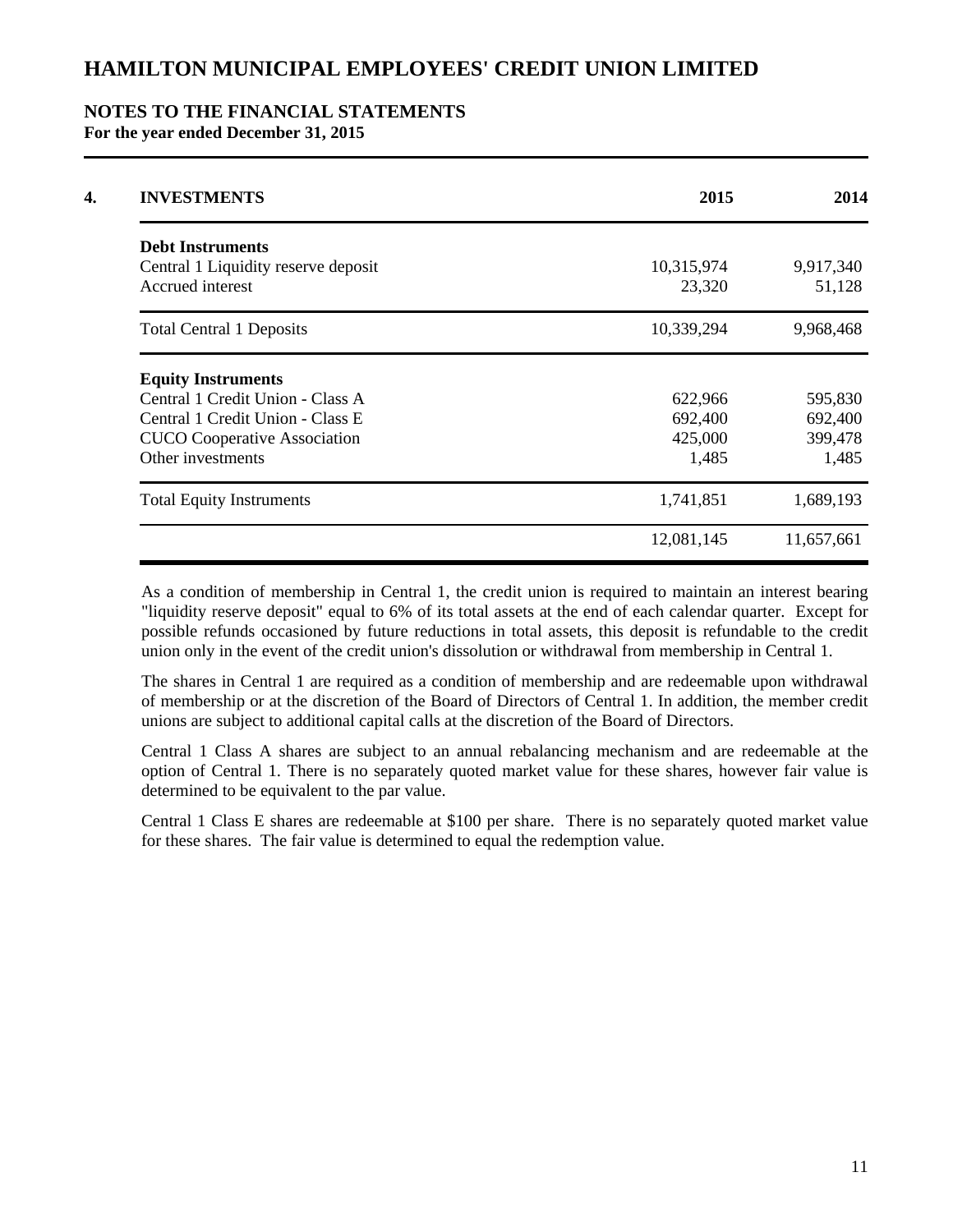# HAMILTON MUNICIPAL EMPLOYEES' CREDIT UNION LIMITED

## NOTES TO THE FINANCIAL STATEMENTS
**For the year ended December 31, 2015**

| **4. INVESTMENTS** | **2015** | **2014** |
|---|---|---|
| **Debt Instruments** | | |
| Central 1 Liquidity reserve deposit | 10,315,974 | 9,917,340 |
| Accrued interest | 23,320 | 51,128 |
| Total Central 1 Deposits | 10,339,294 | 9,968,468 |
| **Equity Instruments** | | |
| Central 1 Credit Union - Class A | 622,966 | 595,830 |
| Central 1 Credit Union - Class E | 692,400 | 692,400 |
| CUCO Cooperative Association | 425,000 | 399,478 |
| Other investments | 1,485 | 1,485 |
| Total Equity Instruments | 1,741,851 | 1,689,193 |
| | 12,081,145 | 11,657,661 |

As a condition of membership in Central 1, the credit union is required to maintain an interest bearing "liquidity reserve deposit" equal to 6% of its total assets at the end of each calendar quarter. Except for possible refunds occasioned by future reductions in total assets, this deposit is refundable to the credit union only in the event of the credit union's dissolution or withdrawal from membership in Central 1.

The shares in Central 1 are required as a condition of membership and are redeemable upon withdrawal of membership or at the discretion of the Board of Directors of Central 1. In addition, the member credit unions are subject to additional capital calls at the discretion of the Board of Directors.

Central 1 Class A shares are subject to an annual rebalancing mechanism and are redeemable at the option of Central 1. There is no separately quoted market value for these shares, however fair value is determined to be equivalent to the par value.

Central 1 Class E shares are redeemable at $100 per share. There is no separately quoted market value for these shares. The fair value is determined to equal the redemption value.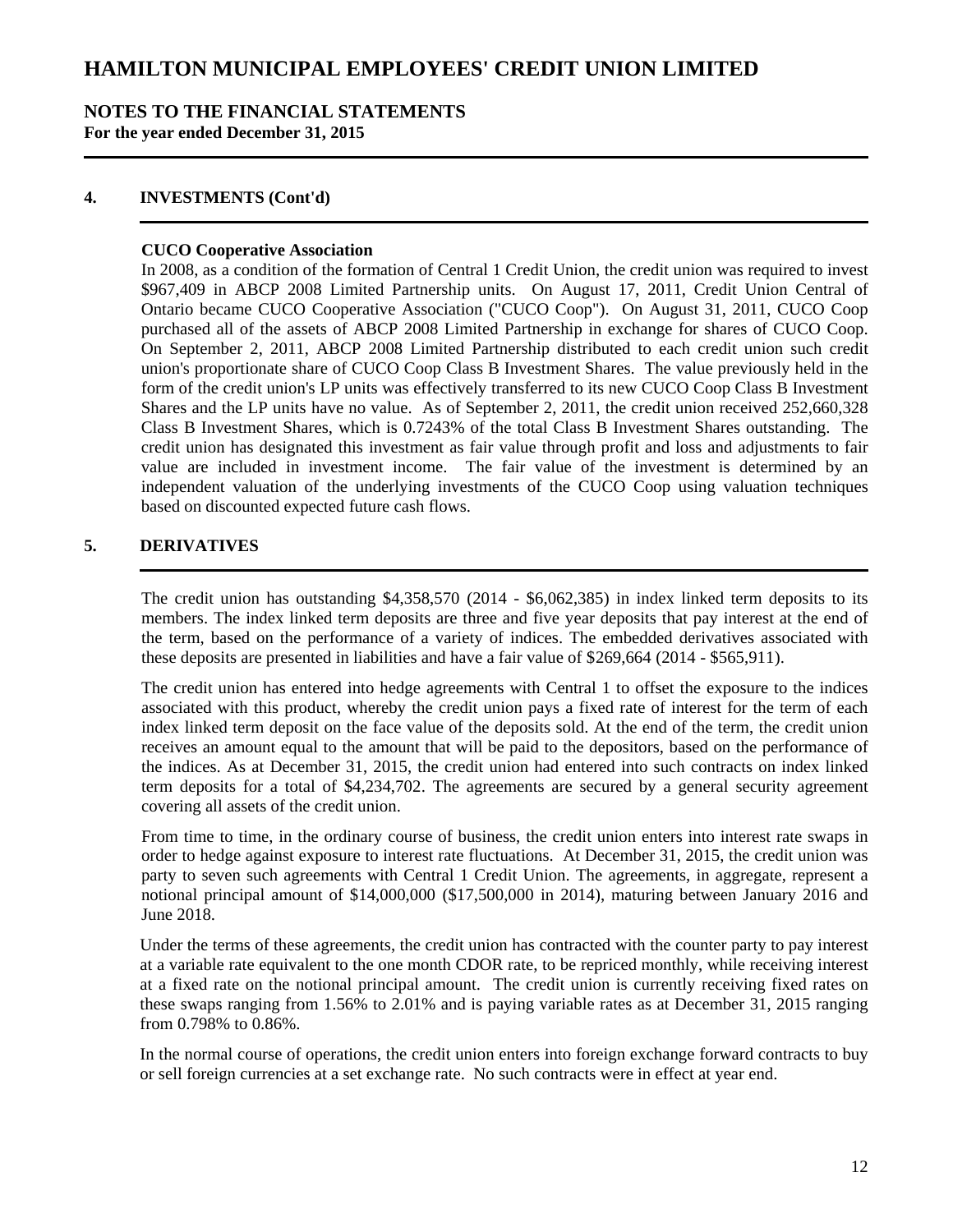## 4. INVESTMENTS (Cont'd)

**CUCO Cooperative Association**

In 2008, as a condition of the formation of Central 1 Credit Union, the credit union was required to invest \$967,409 in ABCP 2008 Limited Partnership units. On August 17, 2011, Credit Union Central of Ontario became CUCO Cooperative Association ("CUCO Coop"). On August 31, 2011, CUCO Coop purchased all of the assets of ABCP 2008 Limited Partnership in exchange for shares of CUCO Coop. On September 2, 2011, ABCP 2008 Limited Partnership distributed to each credit union such credit union's proportionate share of CUCO Coop Class B Investment Shares. The value previously held in the form of the credit union's LP units was effectively transferred to its new CUCO Coop Class B Investment Shares and the LP units have no value. As of September 2, 2011, the credit union received 252,660,328 Class B Investment Shares, which is 0.7243% of the total Class B Investment Shares outstanding. The credit union has designated this investment as fair value through profit and loss and adjustments to fair value are included in investment income. The fair value of the investment is determined by an independent valuation of the underlying investments of the CUCO Coop using valuation techniques based on discounted expected future cash flows.

## 5. DERIVATIVES

The credit union has outstanding \$4,358,570 (2014 - \$6,062,385) in index linked term deposits to its members. The index linked term deposits are three and five year deposits that pay interest at the end of the term, based on the performance of a variety of indices. The embedded derivatives associated with these deposits are presented in liabilities and have a fair value of \$269,664 (2014 - \$565,911).

The credit union has entered into hedge agreements with Central 1 to offset the exposure to the indices associated with this product, whereby the credit union pays a fixed rate of interest for the term of each index linked term deposit on the face value of the deposits sold. At the end of the term, the credit union receives an amount equal to the amount that will be paid to the depositors, based on the performance of the indices. As at December 31, 2015, the credit union had entered into such contracts on index linked term deposits for a total of \$4,234,702. The agreements are secured by a general security agreement covering all assets of the credit union.

From time to time, in the ordinary course of business, the credit union enters into interest rate swaps in order to hedge against exposure to interest rate fluctuations. At December 31, 2015, the credit union was party to seven such agreements with Central 1 Credit Union. The agreements, in aggregate, represent a notional principal amount of \$14,000,000 (\$17,500,000 in 2014), maturing between January 2016 and June 2018.

Under the terms of these agreements, the credit union has contracted with the counter party to pay interest at a variable rate equivalent to the one month CDOR rate, to be repriced monthly, while receiving interest at a fixed rate on the notional principal amount. The credit union is currently receiving fixed rates on these swaps ranging from 1.56% to 2.01% and is paying variable rates as at December 31, 2015 ranging from 0.798% to 0.86%.

In the normal course of operations, the credit union enters into foreign exchange forward contracts to buy or sell foreign currencies at a set exchange rate. No such contracts were in effect at year end.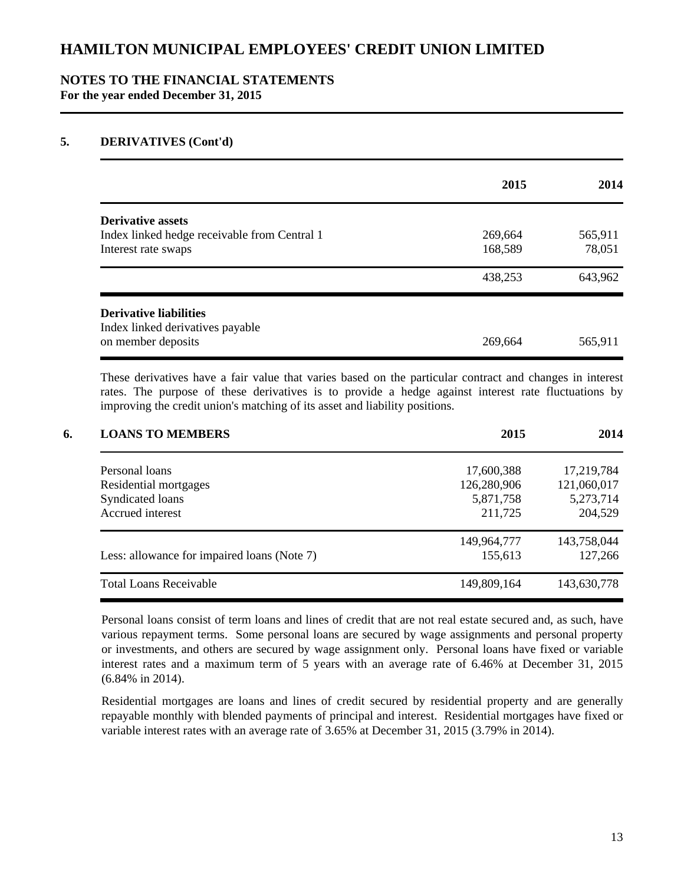# HAMILTON MUNICIPAL EMPLOYEES' CREDIT UNION LIMITED

## NOTES TO THE FINANCIAL STATEMENTS
**For the year ended December 31, 2015**

### 5. DERIVATIVES (Cont'd)

| | 2015 | 2014 |
|---|---|---|
| **Derivative assets** | | |
| Index linked hedge receivable from Central 1 | 269,664 | 565,911 |
| Interest rate swaps | 168,589 | 78,051 |
| | 438,253 | 643,962 |
| **Derivative liabilities** | | |
| Index linked derivatives payable on member deposits | 269,664 | 565,911 |

These derivatives have a fair value that varies based on the particular contract and changes in interest rates. The purpose of these derivatives is to provide a hedge against interest rate fluctuations by improving the credit union's matching of its asset and liability positions.

### 6. LOANS TO MEMBERS

| | 2015 | 2014 |
|---|---|---|
| Personal loans | 17,600,388 | 17,219,784 |
| Residential mortgages | 126,280,906 | 121,060,017 |
| Syndicated loans | 5,871,758 | 5,273,714 |
| Accrued interest | 211,725 | 204,529 |
| | 149,964,777 | 143,758,044 |
| Less: allowance for impaired loans (Note 7) | 155,613 | 127,266 |
| Total Loans Receivable | 149,809,164 | 143,630,778 |

Personal loans consist of term loans and lines of credit that are not real estate secured and, as such, have various repayment terms. Some personal loans are secured by wage assignments and personal property or investments, and others are secured by wage assignment only. Personal loans have fixed or variable interest rates and a maximum term of 5 years with an average rate of 6.46% at December 31, 2015 (6.84% in 2014).

Residential mortgages are loans and lines of credit secured by residential property and are generally repayable monthly with blended payments of principal and interest. Residential mortgages have fixed or variable interest rates with an average rate of 3.65% at December 31, 2015 (3.79% in 2014).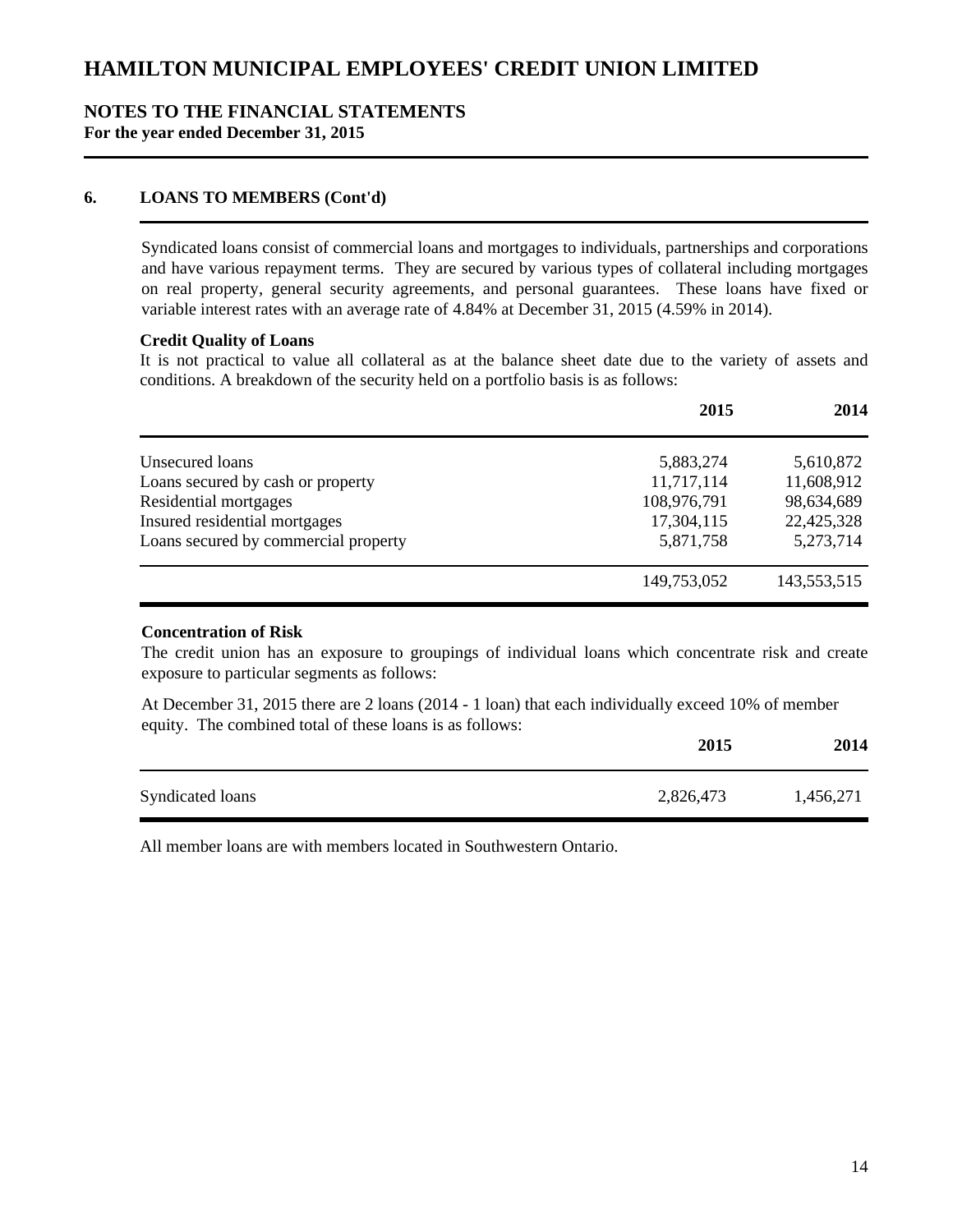# HAMILTON MUNICIPAL EMPLOYEES' CREDIT UNION LIMITED

## NOTES TO THE FINANCIAL STATEMENTS
**For the year ended December 31, 2015**

### 6. LOANS TO MEMBERS (Cont'd)

Syndicated loans consist of commercial loans and mortgages to individuals, partnerships and corporations and have various repayment terms. They are secured by various types of collateral including mortgages on real property, general security agreements, and personal guarantees. These loans have fixed or variable interest rates with an average rate of 4.84% at December 31, 2015 (4.59% in 2014).

**Credit Quality of Loans**

It is not practical to value all collateral as at the balance sheet date due to the variety of assets and conditions. A breakdown of the security held on a portfolio basis is as follows:

| | 2015 | 2014 |
|---|---|---|
| Unsecured loans | 5,883,274 | 5,610,872 |
| Loans secured by cash or property | 11,717,114 | 11,608,912 |
| Residential mortgages | 108,976,791 | 98,634,689 |
| Insured residential mortgages | 17,304,115 | 22,425,328 |
| Loans secured by commercial property | 5,871,758 | 5,273,714 |
| | 149,753,052 | 143,553,515 |

**Concentration of Risk**

The credit union has an exposure to groupings of individual loans which concentrate risk and create exposure to particular segments as follows:

At December 31, 2015 there are 2 loans (2014 - 1 loan) that each individually exceed 10% of member equity. The combined total of these loans is as follows:

| | 2015 | 2014 |
|---|---|---|
| Syndicated loans | 2,826,473 | 1,456,271 |

All member loans are with members located in Southwestern Ontario.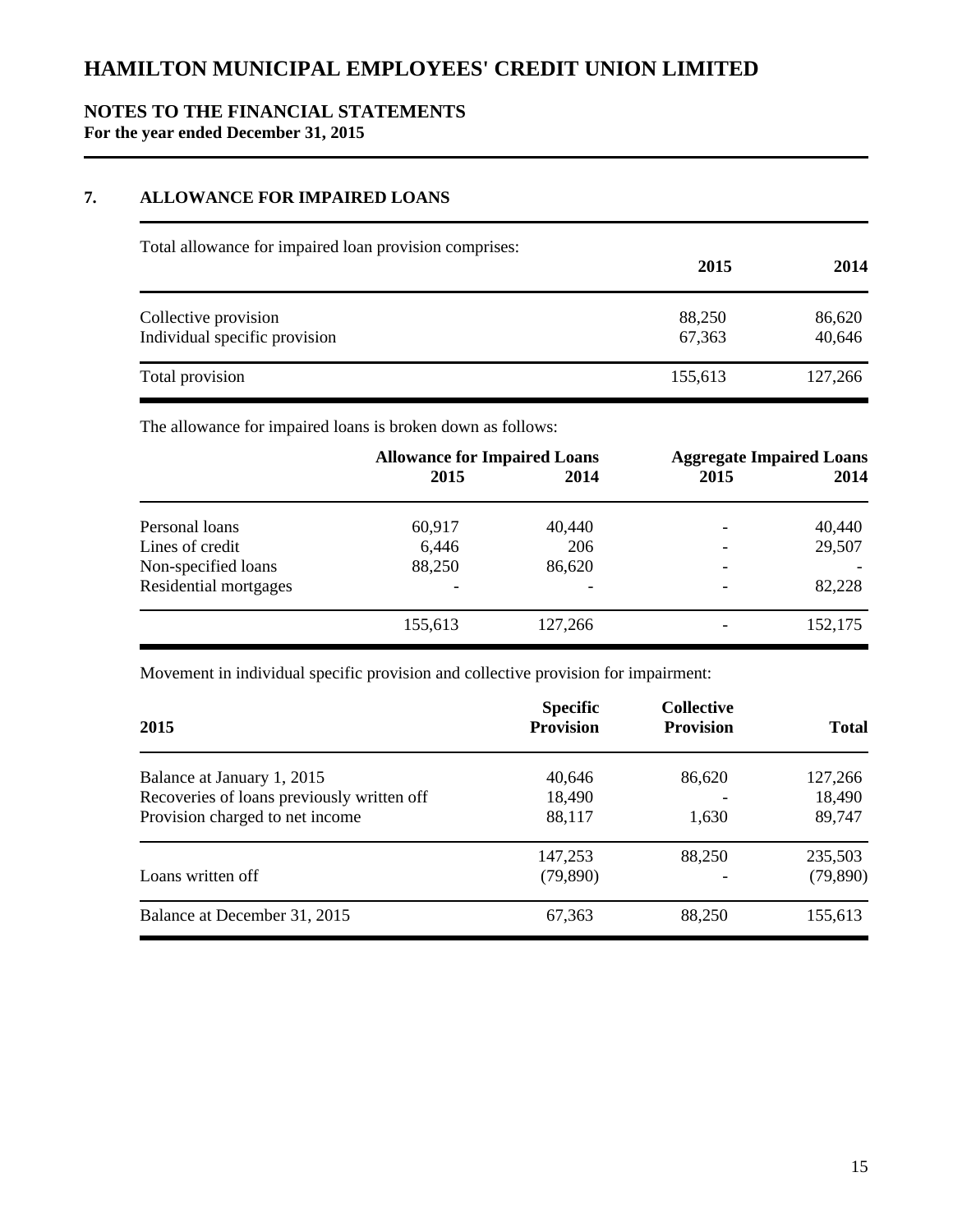# HAMILTON MUNICIPAL EMPLOYEES' CREDIT UNION LIMITED

## NOTES TO THE FINANCIAL STATEMENTS
**For the year ended December 31, 2015**

### 7. ALLOWANCE FOR IMPAIRED LOANS

Total allowance for impaired loan provision comprises:

| | 2015 | 2014 |
|---|---|---|
| Collective provision | 88,250 | 86,620 |
| Individual specific provision | 67,363 | 40,646 |
| Total provision | 155,613 | 127,266 |

The allowance for impaired loans is broken down as follows:

| | Allowance for Impaired Loans | | Aggregate Impaired Loans | |
|---|---|---|---|---|
| | 2015 | 2014 | 2015 | 2014 |
| Personal loans | 60,917 | 40,440 | - | 40,440 |
| Lines of credit | 6,446 | 206 | - | 29,507 |
| Non-specified loans | 88,250 | 86,620 | - | - |
| Residential mortgages | - | - | - | 82,228 |
| | 155,613 | 127,266 | - | 152,175 |

Movement in individual specific provision and collective provision for impairment:

| 2015 | Specific Provision | Collective Provision | Total |
|---|---|---|---|
| Balance at January 1, 2015 | 40,646 | 86,620 | 127,266 |
| Recoveries of loans previously written off | 18,490 | - | 18,490 |
| Provision charged to net income | 88,117 | 1,630 | 89,747 |
| | 147,253 | 88,250 | 235,503 |
| Loans written off | (79,890) | - | (79,890) |
| Balance at December 31, 2015 | 67,363 | 88,250 | 155,613 |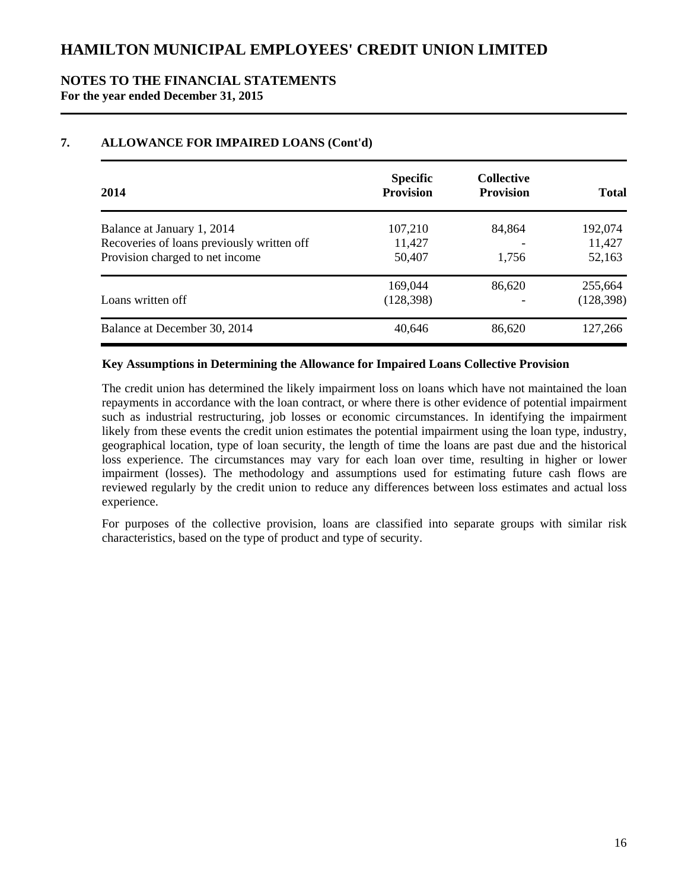# HAMILTON MUNICIPAL EMPLOYEES' CREDIT UNION LIMITED

## NOTES TO THE FINANCIAL STATEMENTS

**For the year ended December 31, 2015**

### 7. ALLOWANCE FOR IMPAIRED LOANS (Cont'd)

| 2014 | Specific Provision | Collective Provision | Total |
|---|---|---|---|
| Balance at January 1, 2014 | 107,210 | 84,864 | 192,074 |
| Recoveries of loans previously written off | 11,427 | - | 11,427 |
| Provision charged to net income | 50,407 | 1,756 | 52,163 |
| | 169,044 | 86,620 | 255,664 |
| Loans written off | (128,398) | - | (128,398) |
| Balance at December 30, 2014 | 40,646 | 86,620 | 127,266 |

**Key Assumptions in Determining the Allowance for Impaired Loans Collective Provision**

The credit union has determined the likely impairment loss on loans which have not maintained the loan repayments in accordance with the loan contract, or where there is other evidence of potential impairment such as industrial restructuring, job losses or economic circumstances. In identifying the impairment likely from these events the credit union estimates the potential impairment using the loan type, industry, geographical location, type of loan security, the length of time the loans are past due and the historical loss experience. The circumstances may vary for each loan over time, resulting in higher or lower impairment (losses). The methodology and assumptions used for estimating future cash flows are reviewed regularly by the credit union to reduce any differences between loss estimates and actual loss experience.

For purposes of the collective provision, loans are classified into separate groups with similar risk characteristics, based on the type of product and type of security.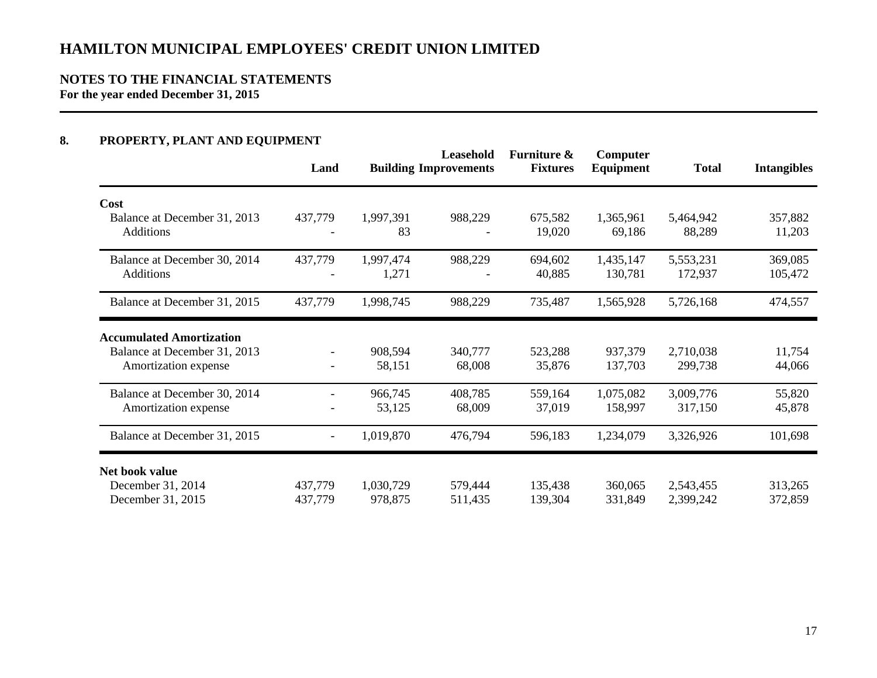# HAMILTON MUNICIPAL EMPLOYEES' CREDIT UNION LIMITED

## NOTES TO THE FINANCIAL STATEMENTS
**For the year ended December 31, 2015**

### 8. PROPERTY, PLANT AND EQUIPMENT

| | Land | Building | Leasehold Improvements | Furniture & Fixtures | Computer Equipment | Total | Intangibles |
|---|---|---|---|---|---|---|---|
| **Cost** | | | | | | | |
| Balance at December 31, 2013 | 437,779 | 1,997,391 | 988,229 | 675,582 | 1,365,961 | 5,464,942 | 357,882 |
| Additions | - | 83 | - | 19,020 | 69,186 | 88,289 | 11,203 |
| Balance at December 30, 2014 | 437,779 | 1,997,474 | 988,229 | 694,602 | 1,435,147 | 5,553,231 | 369,085 |
| Additions | - | 1,271 | - | 40,885 | 130,781 | 172,937 | 105,472 |
| Balance at December 31, 2015 | 437,779 | 1,998,745 | 988,229 | 735,487 | 1,565,928 | 5,726,168 | 474,557 |
| **Accumulated Amortization** | | | | | | | |
| Balance at December 31, 2013 | - | 908,594 | 340,777 | 523,288 | 937,379 | 2,710,038 | 11,754 |
| Amortization expense | - | 58,151 | 68,008 | 35,876 | 137,703 | 299,738 | 44,066 |
| Balance at December 30, 2014 | - | 966,745 | 408,785 | 559,164 | 1,075,082 | 3,009,776 | 55,820 |
| Amortization expense | - | 53,125 | 68,009 | 37,019 | 158,997 | 317,150 | 45,878 |
| Balance at December 31, 2015 | - | 1,019,870 | 476,794 | 596,183 | 1,234,079 | 3,326,926 | 101,698 |
| **Net book value** | | | | | | | |
| December 31, 2014 | 437,779 | 1,030,729 | 579,444 | 135,438 | 360,065 | 2,543,455 | 313,265 |
| December 31, 2015 | 437,779 | 978,875 | 511,435 | 139,304 | 331,849 | 2,399,242 | 372,859 |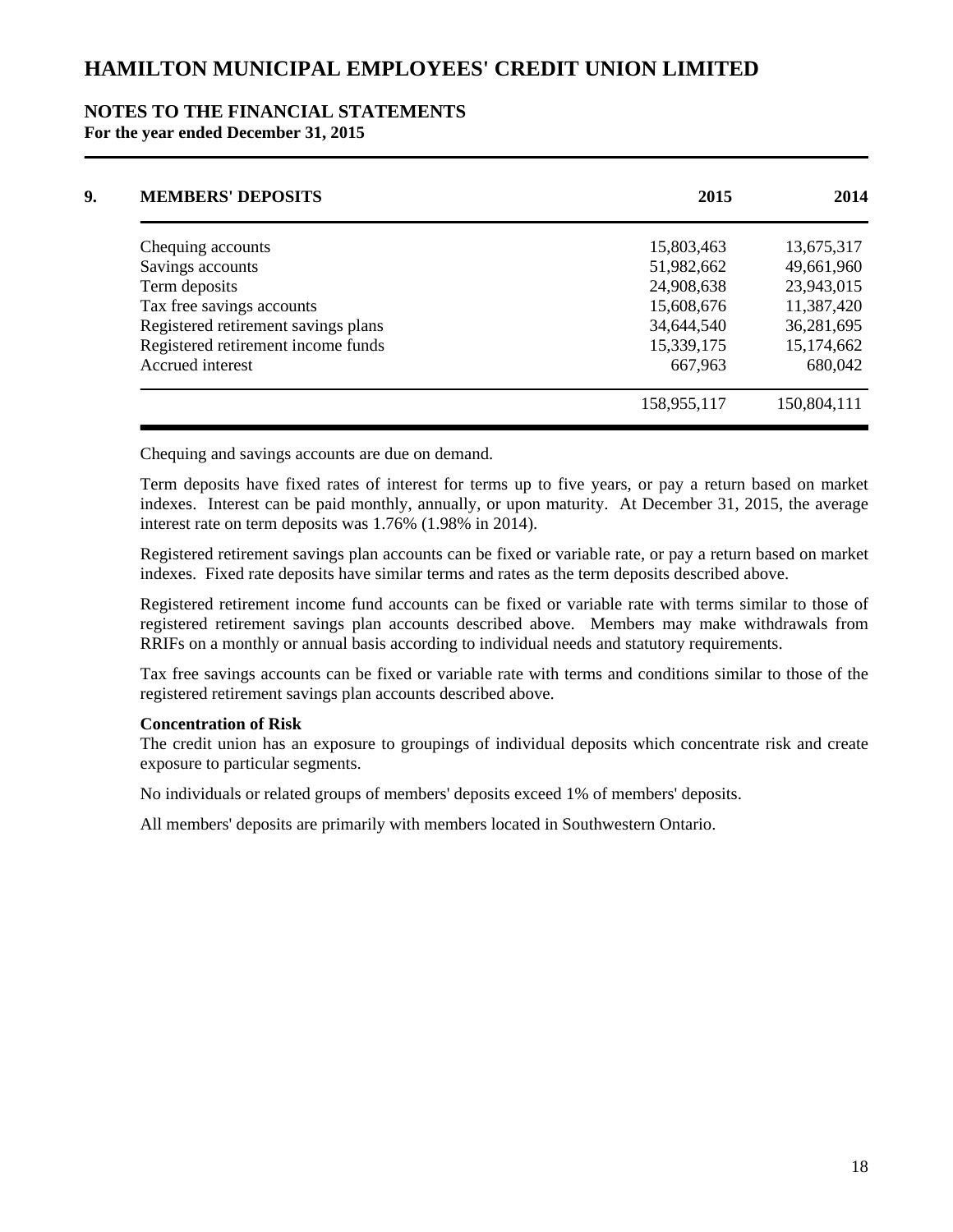# HAMILTON MUNICIPAL EMPLOYEES' CREDIT UNION LIMITED

## NOTES TO THE FINANCIAL STATEMENTS
**For the year ended December 31, 2015**

### 9. MEMBERS' DEPOSITS

| | 2015 | 2014 |
|---|---|---|
| Chequing accounts | 15,803,463 | 13,675,317 |
| Savings accounts | 51,982,662 | 49,661,960 |
| Term deposits | 24,908,638 | 23,943,015 |
| Tax free savings accounts | 15,608,676 | 11,387,420 |
| Registered retirement savings plans | 34,644,540 | 36,281,695 |
| Registered retirement income funds | 15,339,175 | 15,174,662 |
| Accrued interest | 667,963 | 680,042 |
| | 158,955,117 | 150,804,111 |

Chequing and savings accounts are due on demand.

Term deposits have fixed rates of interest for terms up to five years, or pay a return based on market indexes. Interest can be paid monthly, annually, or upon maturity. At December 31, 2015, the average interest rate on term deposits was 1.76% (1.98% in 2014).

Registered retirement savings plan accounts can be fixed or variable rate, or pay a return based on market indexes. Fixed rate deposits have similar terms and rates as the term deposits described above.

Registered retirement income fund accounts can be fixed or variable rate with terms similar to those of registered retirement savings plan accounts described above. Members may make withdrawals from RRIFs on a monthly or annual basis according to individual needs and statutory requirements.

Tax free savings accounts can be fixed or variable rate with terms and conditions similar to those of the registered retirement savings plan accounts described above.

**Concentration of Risk**
The credit union has an exposure to groupings of individual deposits which concentrate risk and create exposure to particular segments.

No individuals or related groups of members' deposits exceed 1% of members' deposits.

All members' deposits are primarily with members located in Southwestern Ontario.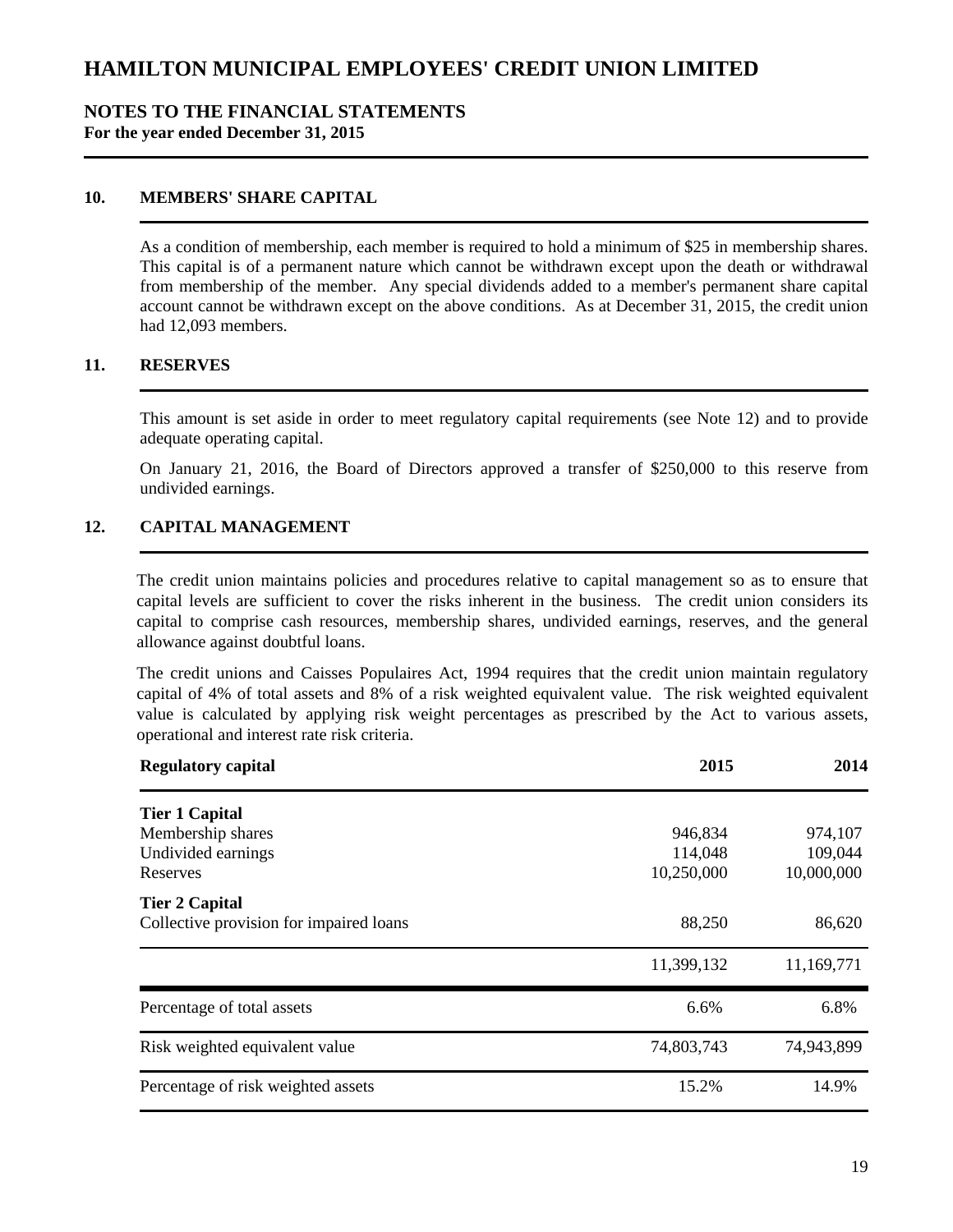# HAMILTON MUNICIPAL EMPLOYEES' CREDIT UNION LIMITED

## NOTES TO THE FINANCIAL STATEMENTS

**For the year ended December 31, 2015**

### 10. MEMBERS' SHARE CAPITAL

As a condition of membership, each member is required to hold a minimum of $25 in membership shares. This capital is of a permanent nature which cannot be withdrawn except upon the death or withdrawal from membership of the member. Any special dividends added to a member's permanent share capital account cannot be withdrawn except on the above conditions. As at December 31, 2015, the credit union had 12,093 members.

### 11. RESERVES

This amount is set aside in order to meet regulatory capital requirements (see Note 12) and to provide adequate operating capital.

On January 21, 2016, the Board of Directors approved a transfer of $250,000 to this reserve from undivided earnings.

### 12. CAPITAL MANAGEMENT

The credit union maintains policies and procedures relative to capital management so as to ensure that capital levels are sufficient to cover the risks inherent in the business. The credit union considers its capital to comprise cash resources, membership shares, undivided earnings, reserves, and the general allowance against doubtful loans.

The credit unions and Caisses Populaires Act, 1994 requires that the credit union maintain regulatory capital of 4% of total assets and 8% of a risk weighted equivalent value. The risk weighted equivalent value is calculated by applying risk weight percentages as prescribed by the Act to various assets, operational and interest rate risk criteria.

| Regulatory capital | 2015 | 2014 |
|---|---|---|
| **Tier 1 Capital** | | |
| Membership shares | 946,834 | 974,107 |
| Undivided earnings | 114,048 | 109,044 |
| Reserves | 10,250,000 | 10,000,000 |
| **Tier 2 Capital** | | |
| Collective provision for impaired loans | 88,250 | 86,620 |
| | 11,399,132 | 11,169,771 |
| Percentage of total assets | 6.6% | 6.8% |
| Risk weighted equivalent value | 74,803,743 | 74,943,899 |
| Percentage of risk weighted assets | 15.2% | 14.9% |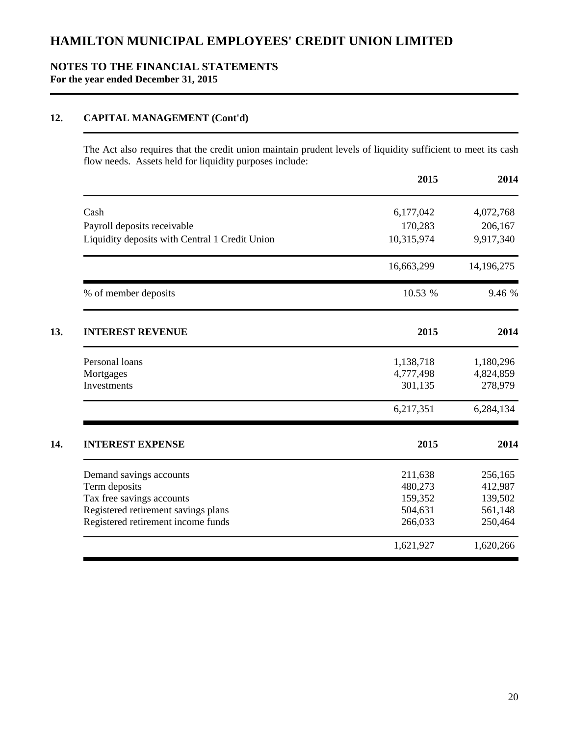## 12. CAPITAL MANAGEMENT (Cont'd)

The Act also requires that the credit union maintain prudent levels of liquidity sufficient to meet its cash flow needs. Assets held for liquidity purposes include:

| | 2015 | 2014 |
|---|---|---|
| Cash | 6,177,042 | 4,072,768 |
| Payroll deposits receivable | 170,283 | 206,167 |
| Liquidity deposits with Central 1 Credit Union | 10,315,974 | 9,917,340 |
| | 16,663,299 | 14,196,275 |
| % of member deposits | 10.53 % | 9.46 % |

## 13. INTEREST REVENUE

| | 2015 | 2014 |
|---|---|---|
| Personal loans | 1,138,718 | 1,180,296 |
| Mortgages | 4,777,498 | 4,824,859 |
| Investments | 301,135 | 278,979 |
| | 6,217,351 | 6,284,134 |

## 14. INTEREST EXPENSE

| | 2015 | 2014 |
|---|---|---|
| Demand savings accounts | 211,638 | 256,165 |
| Term deposits | 480,273 | 412,987 |
| Tax free savings accounts | 159,352 | 139,502 |
| Registered retirement savings plans | 504,631 | 561,148 |
| Registered retirement income funds | 266,033 | 250,464 |
| | 1,621,927 | 1,620,266 |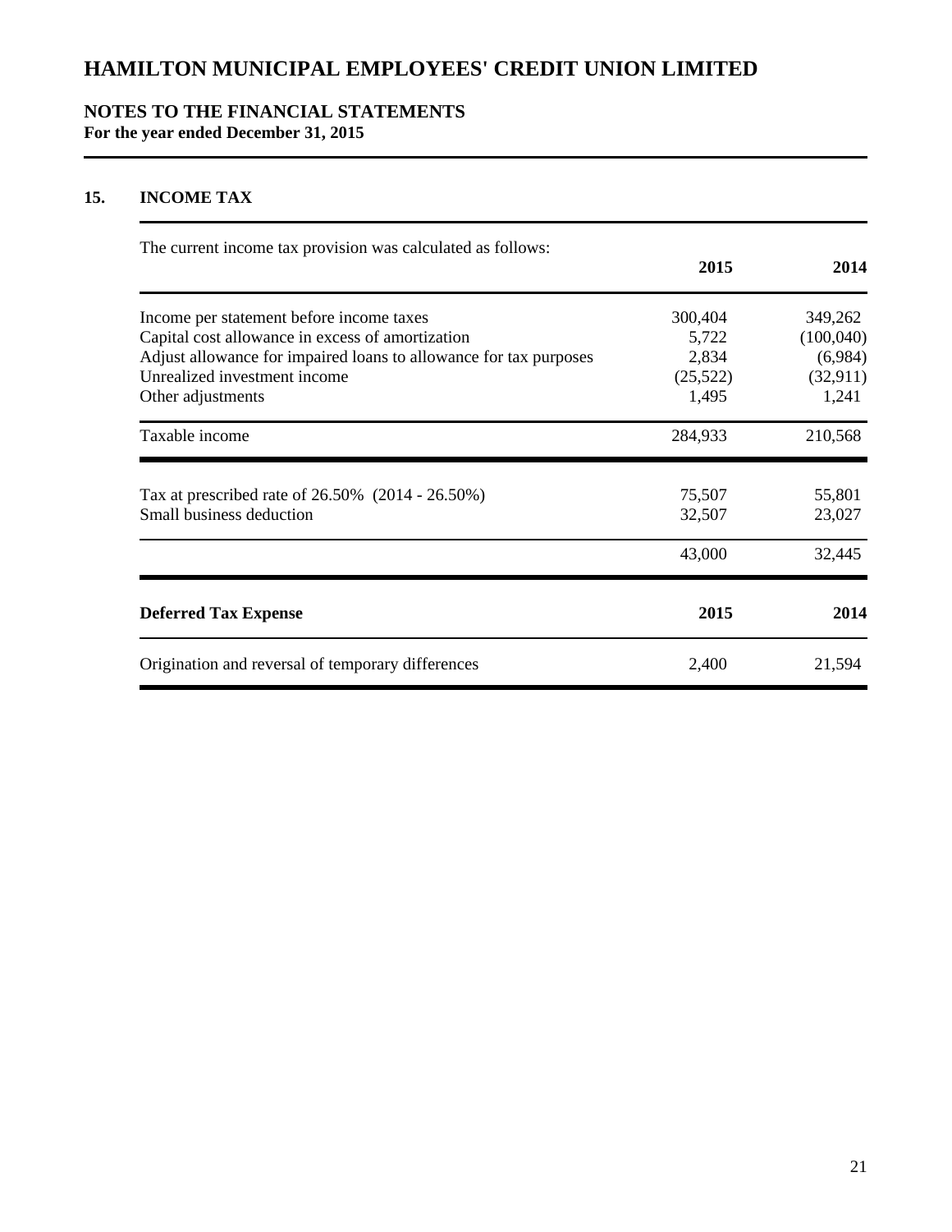# HAMILTON MUNICIPAL EMPLOYEES' CREDIT UNION LIMITED

## NOTES TO THE FINANCIAL STATEMENTS

**For the year ended December 31, 2015**

### 15. INCOME TAX

The current income tax provision was calculated as follows:

| | 2015 | 2014 |
|---|---|---|
| Income per statement before income taxes | 300,404 | 349,262 |
| Capital cost allowance in excess of amortization | 5,722 | (100,040) |
| Adjust allowance for impaired loans to allowance for tax purposes | 2,834 | (6,984) |
| Unrealized investment income | (25,522) | (32,911) |
| Other adjustments | 1,495 | 1,241 |
| Taxable income | 284,933 | 210,568 |
| Tax at prescribed rate of 26.50% (2014 - 26.50%) | 75,507 | 55,801 |
| Small business deduction | 32,507 | 23,027 |
| | 43,000 | 32,445 |

| **Deferred Tax Expense** | **2015** | **2014** |
|---|---|---|
| Origination and reversal of temporary differences | 2,400 | 21,594 |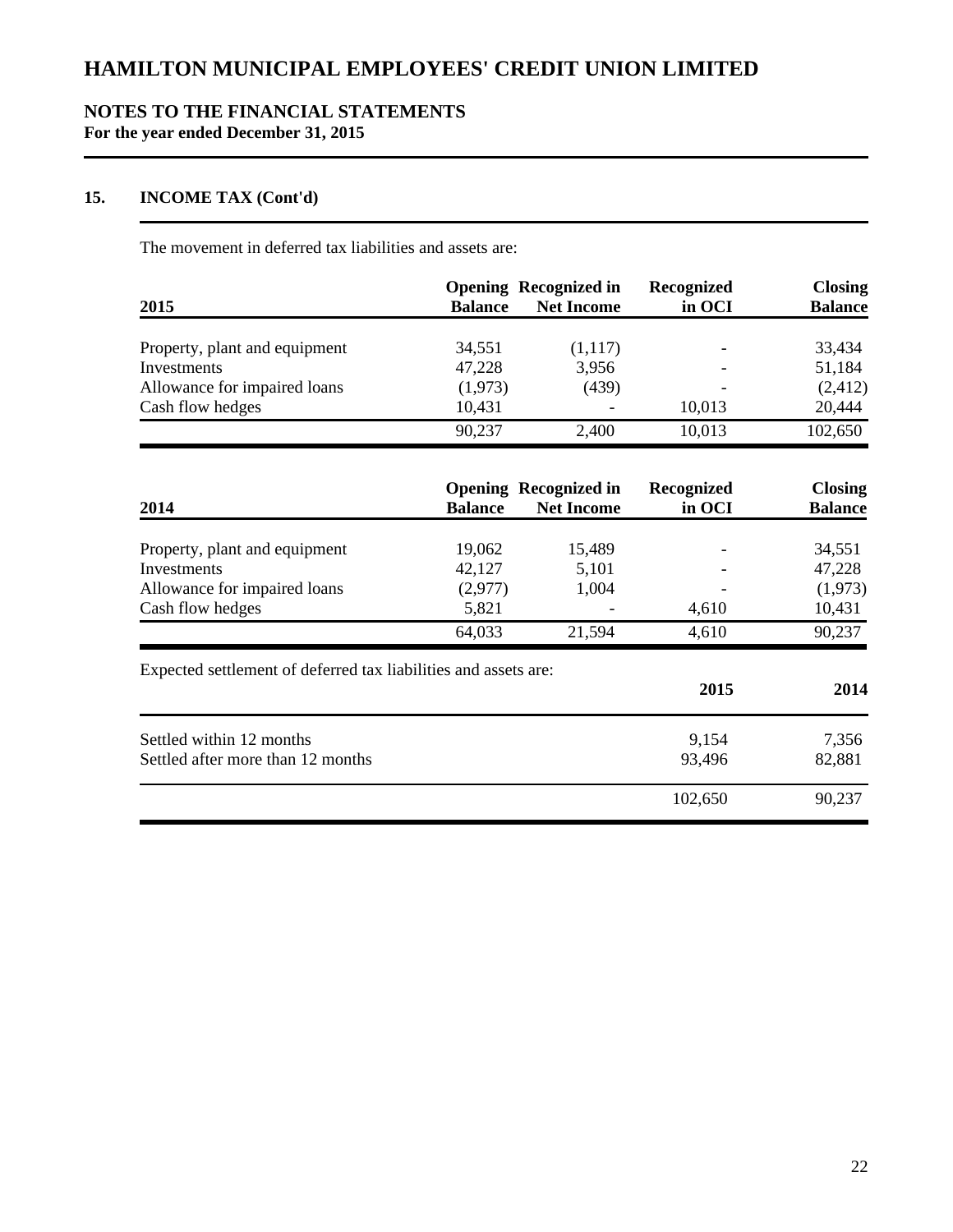# HAMILTON MUNICIPAL EMPLOYEES' CREDIT UNION LIMITED

## NOTES TO THE FINANCIAL STATEMENTS
**For the year ended December 31, 2015**

### 15. INCOME TAX (Cont'd)

The movement in deferred tax liabilities and assets are:

| 2015 | Opening Balance | Recognized in Net Income | Recognized in OCI | Closing Balance |
|---|---|---|---|---|
| Property, plant and equipment | 34,551 | (1,117) | - | 33,434 |
| Investments | 47,228 | 3,956 | - | 51,184 |
| Allowance for impaired loans | (1,973) | (439) | - | (2,412) |
| Cash flow hedges | 10,431 | - | 10,013 | 20,444 |
| | 90,237 | 2,400 | 10,013 | 102,650 |

| 2014 | Opening Balance | Recognized in Net Income | Recognized in OCI | Closing Balance |
|---|---|---|---|---|
| Property, plant and equipment | 19,062 | 15,489 | - | 34,551 |
| Investments | 42,127 | 5,101 | - | 47,228 |
| Allowance for impaired loans | (2,977) | 1,004 | - | (1,973) |
| Cash flow hedges | 5,821 | - | 4,610 | 10,431 |
| | 64,033 | 21,594 | 4,610 | 90,237 |

Expected settlement of deferred tax liabilities and assets are:

| | 2015 | 2014 |
|---|---|---|
| Settled within 12 months | 9,154 | 7,356 |
| Settled after more than 12 months | 93,496 | 82,881 |
| | 102,650 | 90,237 |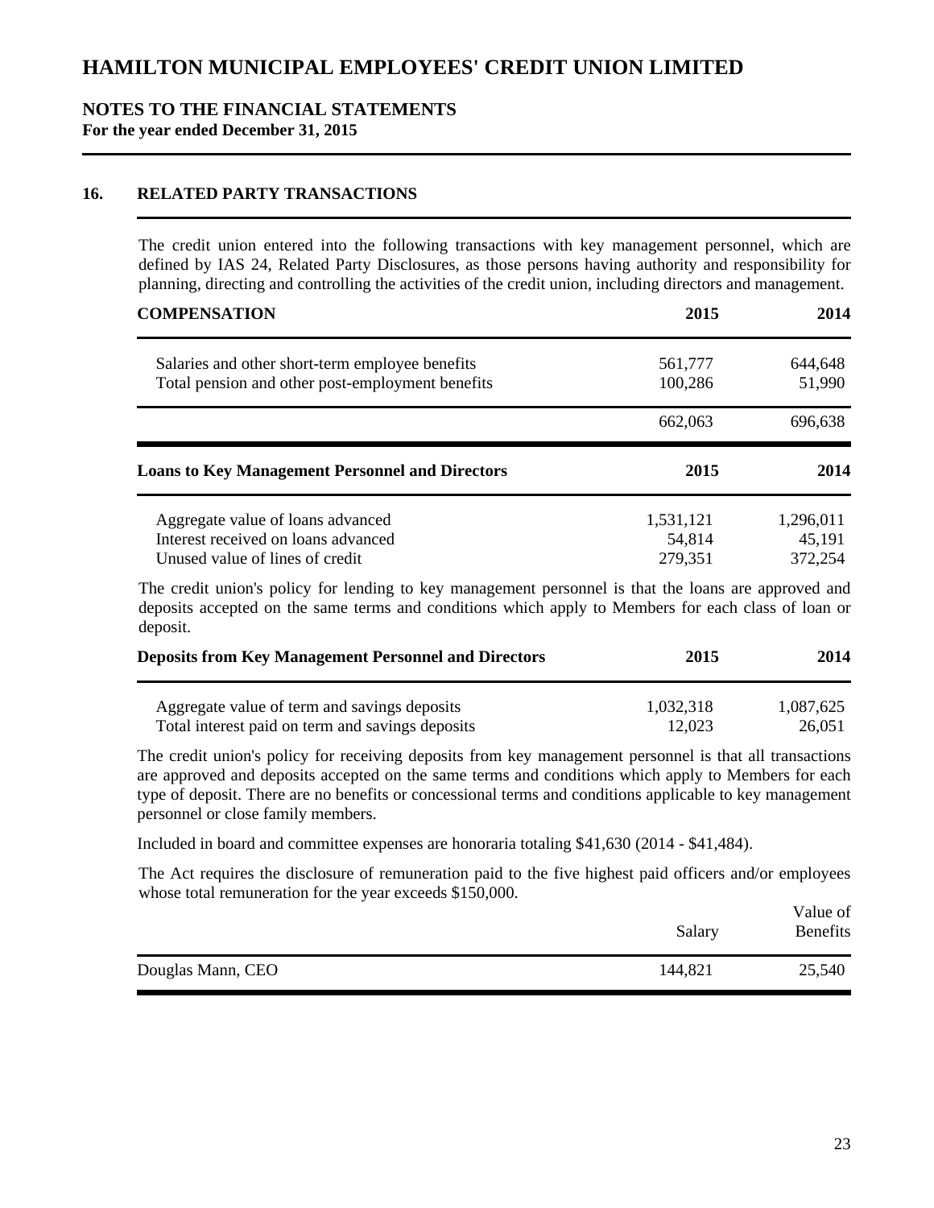# HAMILTON MUNICIPAL EMPLOYEES' CREDIT UNION LIMITED

## NOTES TO THE FINANCIAL STATEMENTS

**For the year ended December 31, 2015**

### 16. RELATED PARTY TRANSACTIONS

The credit union entered into the following transactions with key management personnel, which are defined by IAS 24, Related Party Disclosures, as those persons having authority and responsibility for planning, directing and controlling the activities of the credit union, including directors and management.

| COMPENSATION | 2015 | 2014 |
|---|---|---|
| Salaries and other short-term employee benefits | 561,777 | 644,648 |
| Total pension and other post-employment benefits | 100,286 | 51,990 |
| | 662,063 | 696,638 |

| Loans to Key Management Personnel and Directors | 2015 | 2014 |
|---|---|---|
| Aggregate value of loans advanced | 1,531,121 | 1,296,011 |
| Interest received on loans advanced | 54,814 | 45,191 |
| Unused value of lines of credit | 279,351 | 372,254 |

The credit union's policy for lending to key management personnel is that the loans are approved and deposits accepted on the same terms and conditions which apply to Members for each class of loan or deposit.

| Deposits from Key Management Personnel and Directors | 2015 | 2014 |
|---|---|---|
| Aggregate value of term and savings deposits | 1,032,318 | 1,087,625 |
| Total interest paid on term and savings deposits | 12,023 | 26,051 |

The credit union's policy for receiving deposits from key management personnel is that all transactions are approved and deposits accepted on the same terms and conditions which apply to Members for each type of deposit. There are no benefits or concessional terms and conditions applicable to key management personnel or close family members.

Included in board and committee expenses are honoraria totaling $41,630 (2014 - $41,484).

The Act requires the disclosure of remuneration paid to the five highest paid officers and/or employees whose total remuneration for the year exceeds $150,000.

| | Salary | Value of Benefits |
|---|---|---|
| Douglas Mann, CEO | 144,821 | 25,540 |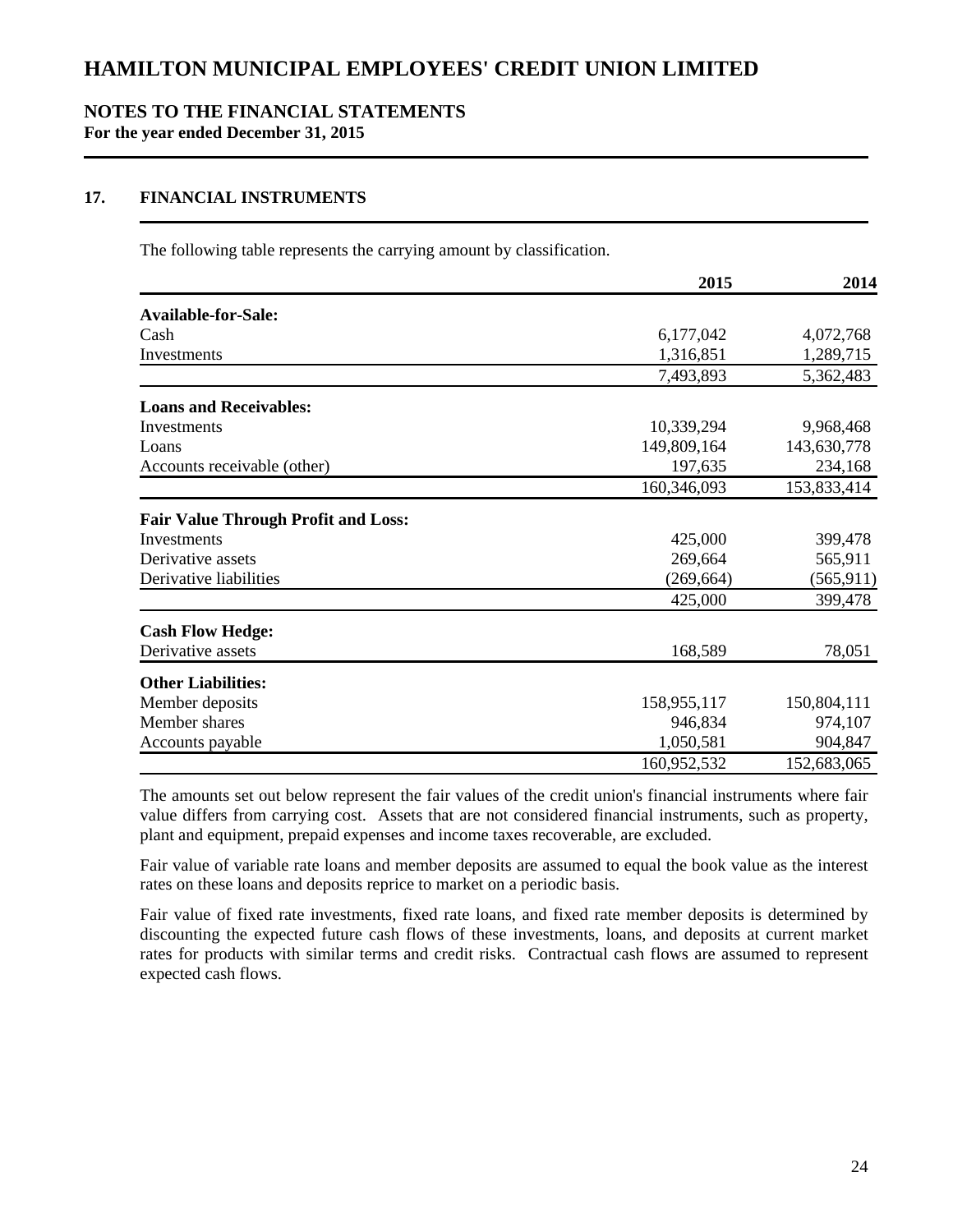# HAMILTON MUNICIPAL EMPLOYEES' CREDIT UNION LIMITED

## NOTES TO THE FINANCIAL STATEMENTS

**For the year ended December 31, 2015**

### 17. FINANCIAL INSTRUMENTS

The following table represents the carrying amount by classification.

| | 2015 | 2014 |
|---|---|---|
| **Available-for-Sale:** | | |
| Cash | 6,177,042 | 4,072,768 |
| Investments | 1,316,851 | 1,289,715 |
| | 7,493,893 | 5,362,483 |
| **Loans and Receivables:** | | |
| Investments | 10,339,294 | 9,968,468 |
| Loans | 149,809,164 | 143,630,778 |
| Accounts receivable (other) | 197,635 | 234,168 |
| | 160,346,093 | 153,833,414 |
| **Fair Value Through Profit and Loss:** | | |
| Investments | 425,000 | 399,478 |
| Derivative assets | 269,664 | 565,911 |
| Derivative liabilities | (269,664) | (565,911) |
| | 425,000 | 399,478 |
| **Cash Flow Hedge:** | | |
| Derivative assets | 168,589 | 78,051 |
| **Other Liabilities:** | | |
| Member deposits | 158,955,117 | 150,804,111 |
| Member shares | 946,834 | 974,107 |
| Accounts payable | 1,050,581 | 904,847 |
| | 160,952,532 | 152,683,065 |

The amounts set out below represent the fair values of the credit union's financial instruments where fair value differs from carrying cost. Assets that are not considered financial instruments, such as property, plant and equipment, prepaid expenses and income taxes recoverable, are excluded.

Fair value of variable rate loans and member deposits are assumed to equal the book value as the interest rates on these loans and deposits reprice to market on a periodic basis.

Fair value of fixed rate investments, fixed rate loans, and fixed rate member deposits is determined by discounting the expected future cash flows of these investments, loans, and deposits at current market rates for products with similar terms and credit risks. Contractual cash flows are assumed to represent expected cash flows.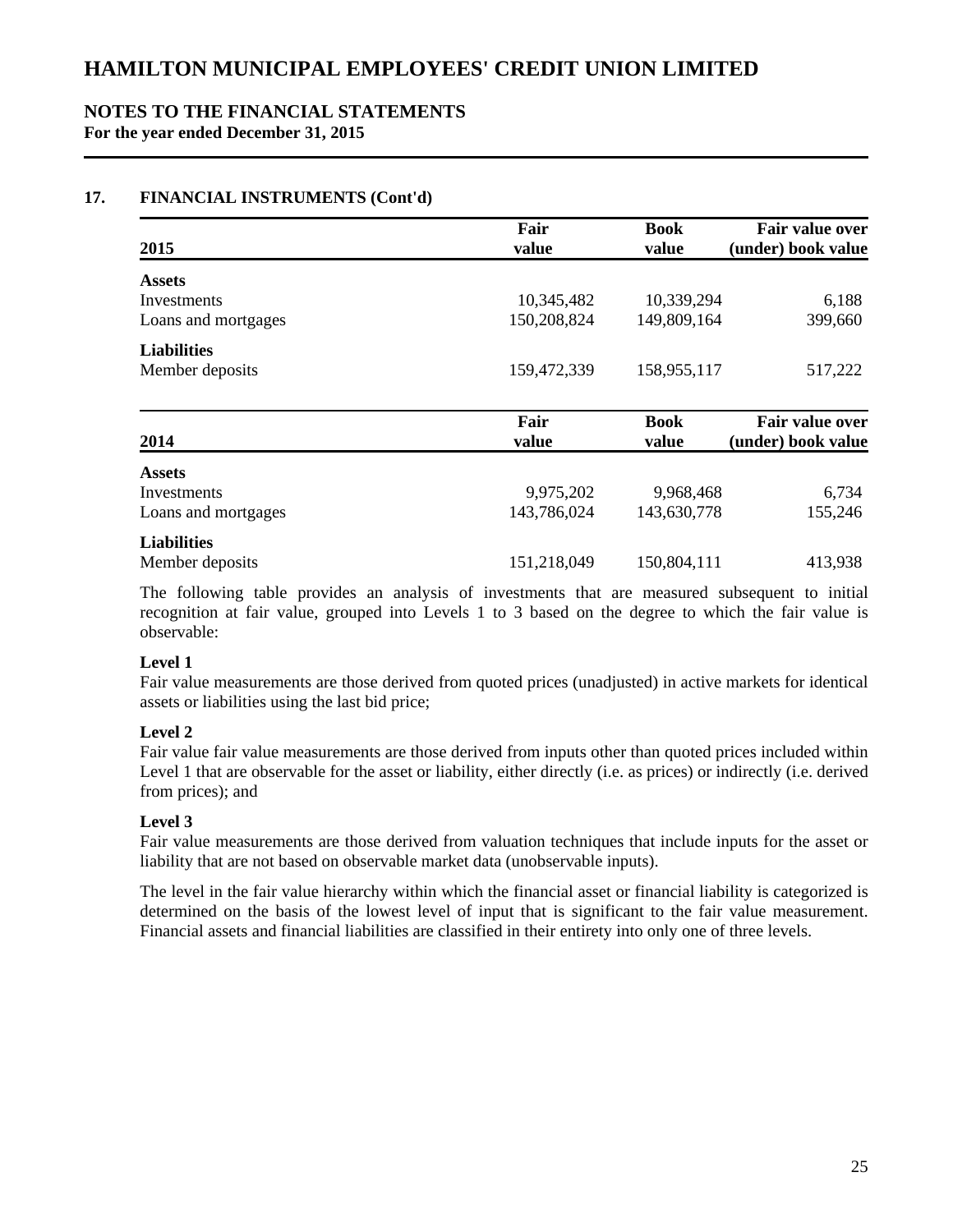# HAMILTON MUNICIPAL EMPLOYEES' CREDIT UNION LIMITED

## NOTES TO THE FINANCIAL STATEMENTS

**For the year ended December 31, 2015**

### 17. FINANCIAL INSTRUMENTS (Cont'd)

| 2015 | Fair value | Book value | Fair value over (under) book value |
|---|---|---|---|
| **Assets** | | | |
| Investments | 10,345,482 | 10,339,294 | 6,188 |
| Loans and mortgages | 150,208,824 | 149,809,164 | 399,660 |
| **Liabilities** | | | |
| Member deposits | 159,472,339 | 158,955,117 | 517,222 |

| 2014 | Fair value | Book value | Fair value over (under) book value |
|---|---|---|---|
| **Assets** | | | |
| Investments | 9,975,202 | 9,968,468 | 6,734 |
| Loans and mortgages | 143,786,024 | 143,630,778 | 155,246 |
| **Liabilities** | | | |
| Member deposits | 151,218,049 | 150,804,111 | 413,938 |

The following table provides an analysis of investments that are measured subsequent to initial recognition at fair value, grouped into Levels 1 to 3 based on the degree to which the fair value is observable:

**Level 1**
Fair value measurements are those derived from quoted prices (unadjusted) in active markets for identical assets or liabilities using the last bid price;

**Level 2**
Fair value fair value measurements are those derived from inputs other than quoted prices included within Level 1 that are observable for the asset or liability, either directly (i.e. as prices) or indirectly (i.e. derived from prices); and

**Level 3**
Fair value measurements are those derived from valuation techniques that include inputs for the asset or liability that are not based on observable market data (unobservable inputs).

The level in the fair value hierarchy within which the financial asset or financial liability is categorized is determined on the basis of the lowest level of input that is significant to the fair value measurement. Financial assets and financial liabilities are classified in their entirety into only one of three levels.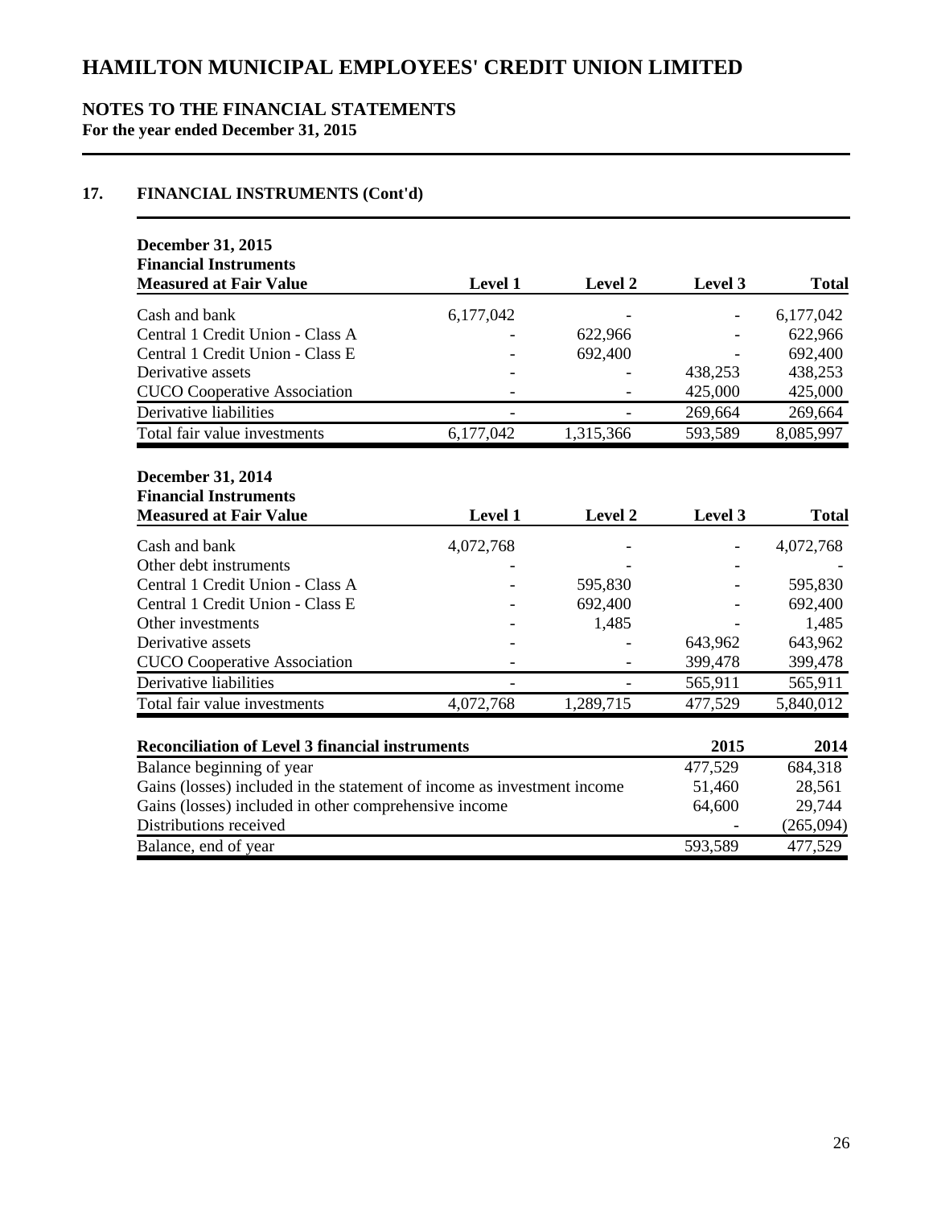# HAMILTON MUNICIPAL EMPLOYEES' CREDIT UNION LIMITED

## NOTES TO THE FINANCIAL STATEMENTS
**For the year ended December 31, 2015**

### 17. FINANCIAL INSTRUMENTS (Cont'd)

| December 31, 2015 Financial Instruments Measured at Fair Value | Level 1 | Level 2 | Level 3 | Total |
|---|---|---|---|---|
| Cash and bank | 6,177,042 | - | - | 6,177,042 |
| Central 1 Credit Union - Class A | - | 622,966 | - | 622,966 |
| Central 1 Credit Union - Class E | - | 692,400 | - | 692,400 |
| Derivative assets | - | - | 438,253 | 438,253 |
| CUCO Cooperative Association | - | - | 425,000 | 425,000 |
| Derivative liabilities | - | - | 269,664 | 269,664 |
| Total fair value investments | 6,177,042 | 1,315,366 | 593,589 | 8,085,997 |

| December 31, 2014 Financial Instruments Measured at Fair Value | Level 1 | Level 2 | Level 3 | Total |
|---|---|---|---|---|
| Cash and bank | 4,072,768 | - | - | 4,072,768 |
| Other debt instruments | - | - | - | - |
| Central 1 Credit Union - Class A | - | 595,830 | - | 595,830 |
| Central 1 Credit Union - Class E | - | 692,400 | - | 692,400 |
| Other investments | - | 1,485 | - | 1,485 |
| Derivative assets | - | - | 643,962 | 643,962 |
| CUCO Cooperative Association | - | - | 399,478 | 399,478 |
| Derivative liabilities | - | - | 565,911 | 565,911 |
| Total fair value investments | 4,072,768 | 1,289,715 | 477,529 | 5,840,012 |

| Reconciliation of Level 3 financial instruments | 2015 | 2014 |
|---|---|---|
| Balance beginning of year | 477,529 | 684,318 |
| Gains (losses) included in the statement of income as investment income | 51,460 | 28,561 |
| Gains (losses) included in other comprehensive income | 64,600 | 29,744 |
| Distributions received | - | (265,094) |
| Balance, end of year | 593,589 | 477,529 |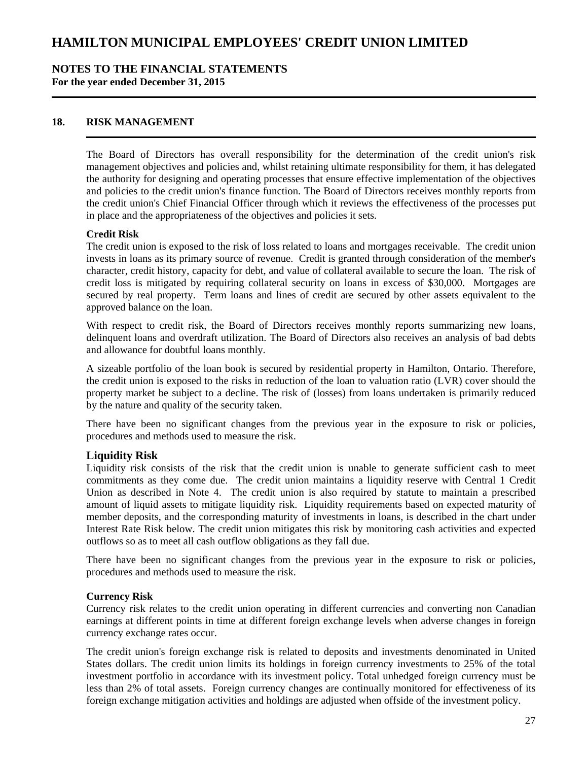## 18. RISK MANAGEMENT

The Board of Directors has overall responsibility for the determination of the credit union's risk management objectives and policies and, whilst retaining ultimate responsibility for them, it has delegated the authority for designing and operating processes that ensure effective implementation of the objectives and policies to the credit union's finance function. The Board of Directors receives monthly reports from the credit union's Chief Financial Officer through which it reviews the effectiveness of the processes put in place and the appropriateness of the objectives and policies it sets.

**Credit Risk**

The credit union is exposed to the risk of loss related to loans and mortgages receivable. The credit union invests in loans as its primary source of revenue. Credit is granted through consideration of the member's character, credit history, capacity for debt, and value of collateral available to secure the loan. The risk of credit loss is mitigated by requiring collateral security on loans in excess of $30,000. Mortgages are secured by real property. Term loans and lines of credit are secured by other assets equivalent to the approved balance on the loan.

With respect to credit risk, the Board of Directors receives monthly reports summarizing new loans, delinquent loans and overdraft utilization. The Board of Directors also receives an analysis of bad debts and allowance for doubtful loans monthly.

A sizeable portfolio of the loan book is secured by residential property in Hamilton, Ontario. Therefore, the credit union is exposed to the risks in reduction of the loan to valuation ratio (LVR) cover should the property market be subject to a decline. The risk of (losses) from loans undertaken is primarily reduced by the nature and quality of the security taken.

There have been no significant changes from the previous year in the exposure to risk or policies, procedures and methods used to measure the risk.

**Liquidity Risk**

Liquidity risk consists of the risk that the credit union is unable to generate sufficient cash to meet commitments as they come due. The credit union maintains a liquidity reserve with Central 1 Credit Union as described in Note 4. The credit union is also required by statute to maintain a prescribed amount of liquid assets to mitigate liquidity risk. Liquidity requirements based on expected maturity of member deposits, and the corresponding maturity of investments in loans, is described in the chart under Interest Rate Risk below. The credit union mitigates this risk by monitoring cash activities and expected outflows so as to meet all cash outflow obligations as they fall due.

There have been no significant changes from the previous year in the exposure to risk or policies, procedures and methods used to measure the risk.

**Currency Risk**

Currency risk relates to the credit union operating in different currencies and converting non Canadian earnings at different points in time at different foreign exchange levels when adverse changes in foreign currency exchange rates occur.

The credit union's foreign exchange risk is related to deposits and investments denominated in United States dollars. The credit union limits its holdings in foreign currency investments to 25% of the total investment portfolio in accordance with its investment policy. Total unhedged foreign currency must be less than 2% of total assets. Foreign currency changes are continually monitored for effectiveness of its foreign exchange mitigation activities and holdings are adjusted when offside of the investment policy.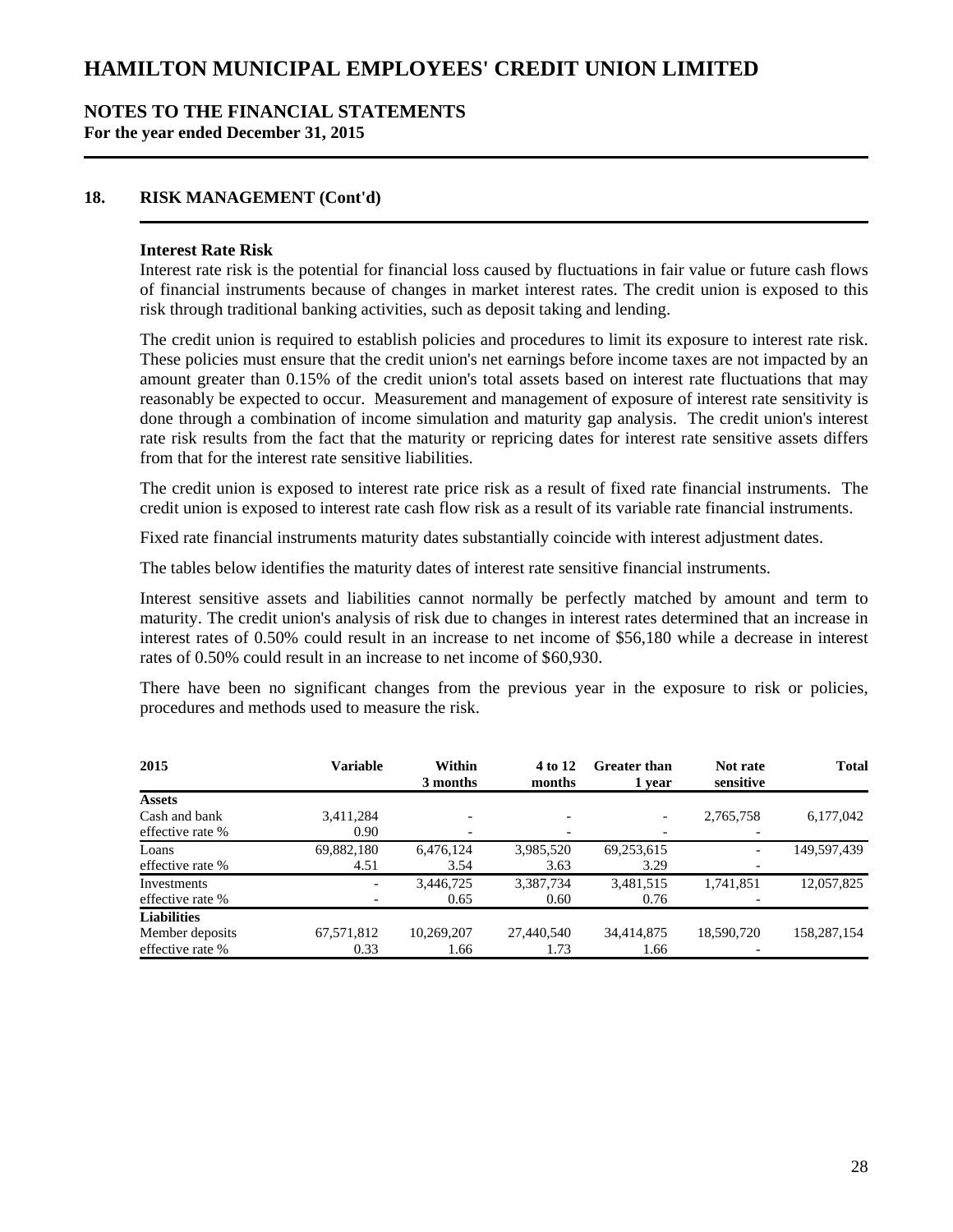# HAMILTON MUNICIPAL EMPLOYEES' CREDIT UNION LIMITED

## NOTES TO THE FINANCIAL STATEMENTS
**For the year ended December 31, 2015**

### 18. RISK MANAGEMENT (Cont'd)

**Interest Rate Risk**

Interest rate risk is the potential for financial loss caused by fluctuations in fair value or future cash flows of financial instruments because of changes in market interest rates. The credit union is exposed to this risk through traditional banking activities, such as deposit taking and lending.

The credit union is required to establish policies and procedures to limit its exposure to interest rate risk. These policies must ensure that the credit union's net earnings before income taxes are not impacted by an amount greater than 0.15% of the credit union's total assets based on interest rate fluctuations that may reasonably be expected to occur. Measurement and management of exposure of interest rate sensitivity is done through a combination of income simulation and maturity gap analysis. The credit union's interest rate risk results from the fact that the maturity or repricing dates for interest rate sensitive assets differs from that for the interest rate sensitive liabilities.

The credit union is exposed to interest rate price risk as a result of fixed rate financial instruments. The credit union is exposed to interest rate cash flow risk as a result of its variable rate financial instruments.

Fixed rate financial instruments maturity dates substantially coincide with interest adjustment dates.

The tables below identifies the maturity dates of interest rate sensitive financial instruments.

Interest sensitive assets and liabilities cannot normally be perfectly matched by amount and term to maturity. The credit union's analysis of risk due to changes in interest rates determined that an increase in interest rates of 0.50% could result in an increase to net income of $56,180 while a decrease in interest rates of 0.50% could result in an increase to net income of $60,930.

There have been no significant changes from the previous year in the exposure to risk or policies, procedures and methods used to measure the risk.

| 2015 | Variable | Within 3 months | 4 to 12 months | Greater than 1 year | Not rate sensitive | Total |
|---|---|---|---|---|---|---|
| **Assets** | | | | | | |
| Cash and bank | 3,411,284 | - | - | - | 2,765,758 | 6,177,042 |
| effective rate % | 0.90 | - | - | - | - | |
| Loans | 69,882,180 | 6,476,124 | 3,985,520 | 69,253,615 | - | 149,597,439 |
| effective rate % | 4.51 | 3.54 | 3.63 | 3.29 | - | |
| Investments | - | 3,446,725 | 3,387,734 | 3,481,515 | 1,741,851 | 12,057,825 |
| effective rate % | - | 0.65 | 0.60 | 0.76 | - | |
| **Liabilities** | | | | | | |
| Member deposits | 67,571,812 | 10,269,207 | 27,440,540 | 34,414,875 | 18,590,720 | 158,287,154 |
| effective rate % | 0.33 | 1.66 | 1.73 | 1.66 | - | |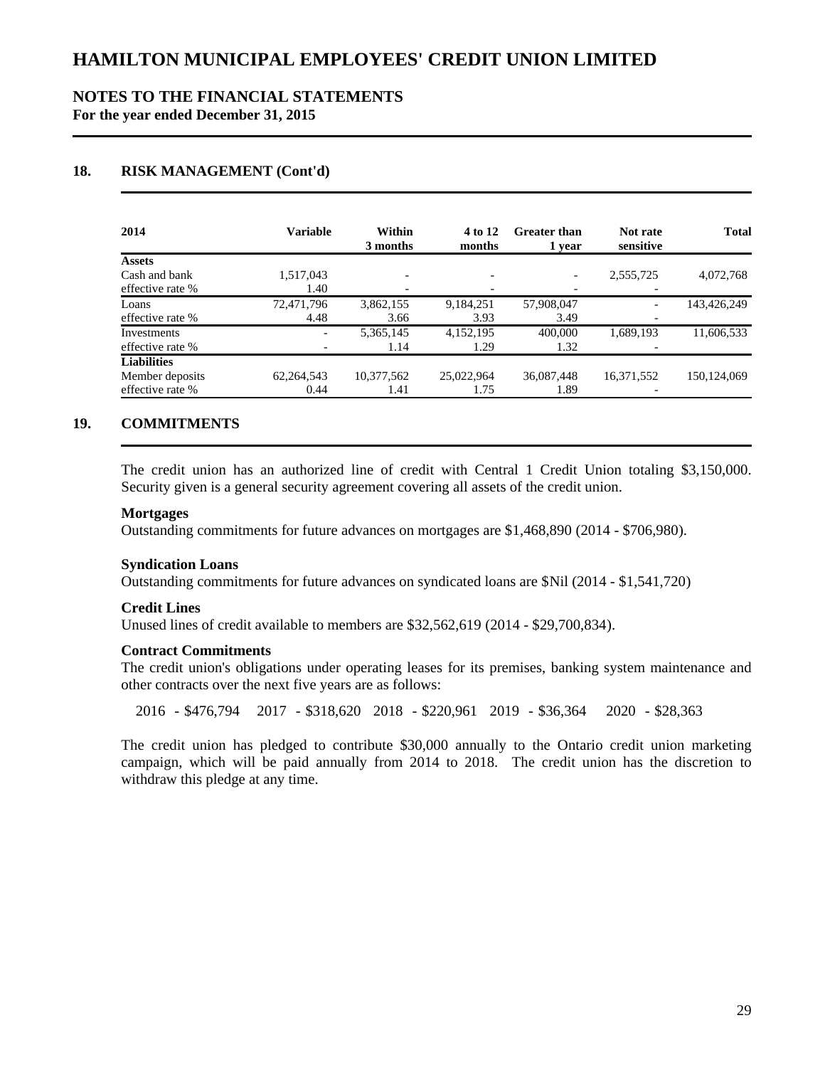# HAMILTON MUNICIPAL EMPLOYEES' CREDIT UNION LIMITED

## NOTES TO THE FINANCIAL STATEMENTS

**For the year ended December 31, 2015**

## 18. RISK MANAGEMENT (Cont'd)

| 2014 | Variable | Within 3 months | 4 to 12 months | Greater than 1 year | Not rate sensitive | Total |
|---|---|---|---|---|---|---|
| **Assets** | | | | | | |
| Cash and bank | 1,517,043 | - | - | - | 2,555,725 | 4,072,768 |
| effective rate % | 1.40 | - | - | - | - | |
| Loans | 72,471,796 | 3,862,155 | 9,184,251 | 57,908,047 | - | 143,426,249 |
| effective rate % | 4.48 | 3.66 | 3.93 | 3.49 | - | |
| Investments | - | 5,365,145 | 4,152,195 | 400,000 | 1,689,193 | 11,606,533 |
| effective rate % | - | 1.14 | 1.29 | 1.32 | - | |
| **Liabilities** | | | | | | |
| Member deposits | 62,264,543 | 10,377,562 | 25,022,964 | 36,087,448 | 16,371,552 | 150,124,069 |
| effective rate % | 0.44 | 1.41 | 1.75 | 1.89 | - | |

## 19. COMMITMENTS

The credit union has an authorized line of credit with Central 1 Credit Union totaling $3,150,000. Security given is a general security agreement covering all assets of the credit union.

**Mortgages**
Outstanding commitments for future advances on mortgages are $1,468,890 (2014 - $706,980).

**Syndication Loans**
Outstanding commitments for future advances on syndicated loans are $Nil (2014 - $1,541,720)

**Credit Lines**
Unused lines of credit available to members are $32,562,619 (2014 - $29,700,834).

**Contract Commitments**
The credit union's obligations under operating leases for its premises, banking system maintenance and other contracts over the next five years are as follows:

2016 - $476,794 2017 - $318,620 2018 - $220,961 2019 - $36,364 2020 - $28,363

The credit union has pledged to contribute $30,000 annually to the Ontario credit union marketing campaign, which will be paid annually from 2014 to 2018. The credit union has the discretion to withdraw this pledge at any time.